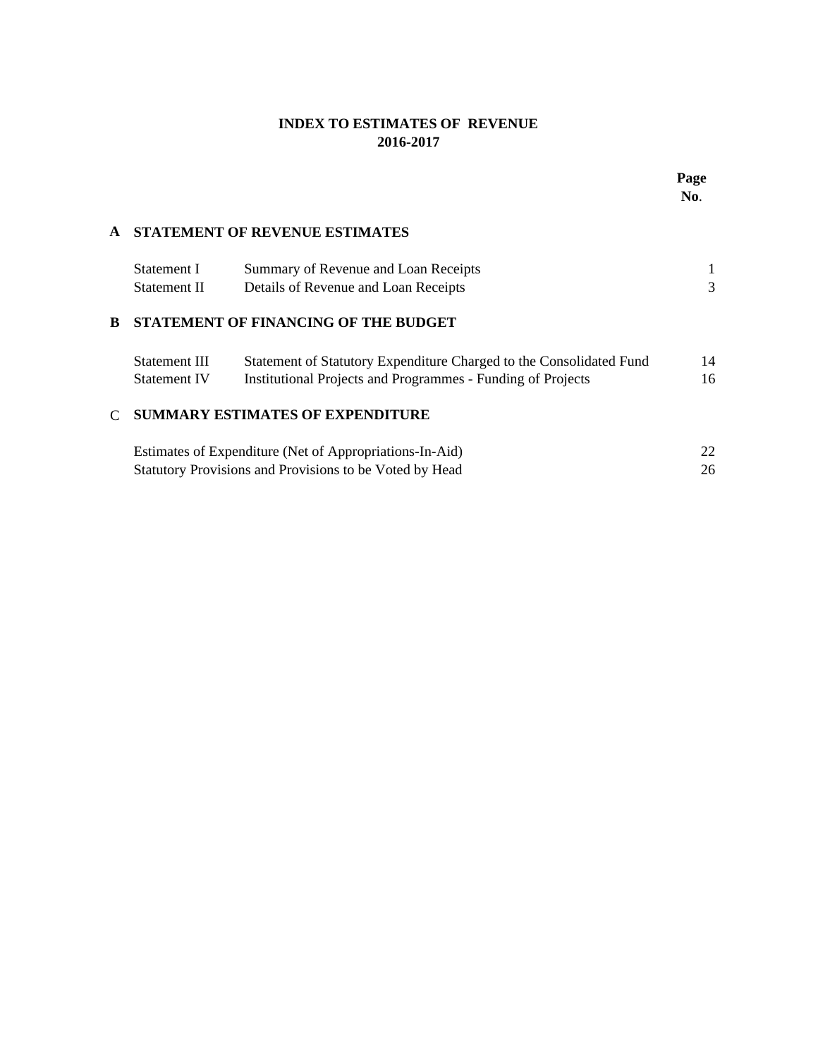# INDEX TO ESTIMATES OF REVENUE 2016-2017

| | | | Page No. |
|---|---|---|---|
| **A** | **STATEMENT OF REVENUE ESTIMATES** | | |
| | Statement I | Summary of Revenue and Loan Receipts | 1 |
| | Statement II | Details of Revenue and Loan Receipts | 3 |
| **B** | **STATEMENT OF FINANCING OF THE BUDGET** | | |
| | Statement III | Statement of Statutory Expenditure Charged to the Consolidated Fund | 14 |
| | Statement IV | Institutional Projects and Programmes - Funding of Projects | 16 |
| C | **SUMMARY ESTIMATES OF EXPENDITURE** | | |
| | Estimates of Expenditure (Net of Appropriations-In-Aid) | | 22 |
| | Statutory Provisions and Provisions to be Voted by Head | | 26 |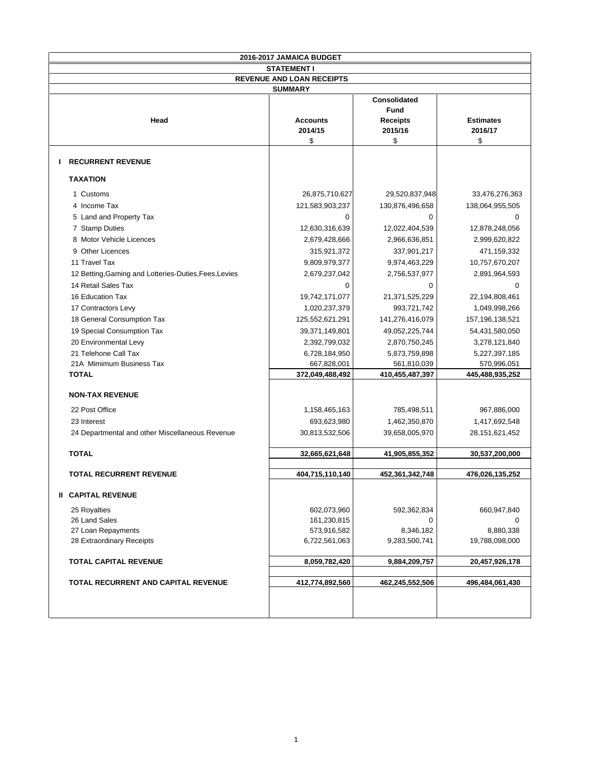# 2016-2017 JAMAICA BUDGET

## STATEMENT I

## REVENUE AND LOAN RECEIPTS

### SUMMARY

| Head | Accounts 2014/15 $ | Consolidated Fund Receipts 2015/16 $ | Estimates 2016/17 $ |
|---|---|---|---|
| **I RECURRENT REVENUE** | | | |
| **TAXATION** | | | |
| 1 Customs | 26,875,710,627 | 29,520,837,948 | 33,476,276,363 |
| 4 Income Tax | 121,583,903,237 | 130,876,496,658 | 138,064,955,505 |
| 5 Land and Property Tax | 0 | 0 | 0 |
| 7 Stamp Duties | 12,630,316,639 | 12,022,404,539 | 12,878,248,056 |
| 8 Motor Vehicle Licences | 2,679,428,666 | 2,966,636,851 | 2,999,620,822 |
| 9 Other Licences | 315,921,372 | 337,901,217 | 471,159,332 |
| 11 Travel Tax | 9,809,979,377 | 9,974,463,229 | 10,757,670,207 |
| 12 Betting,Gaming and Lotteries-Duties,Fees,Levies | 2,679,237,042 | 2,756,537,977 | 2,891,964,593 |
| 14 Retail Sales Tax | 0 | 0 | 0 |
| 16 Education Tax | 19,742,171,077 | 21,371,525,229 | 22,194,808,461 |
| 17 Contractors Levy | 1,020,237,379 | 993,721,742 | 1,049,998,266 |
| 18 General Consumption Tax | 125,552,621,291 | 141,276,416,079 | 157,196,138,521 |
| 19 Special Consumption Tax | 39,371,149,801 | 49,052,225,744 | 54,431,580,050 |
| 20 Environmental Levy | 2,392,799,032 | 2,870,750,245 | 3,278,121,840 |
| 21 Telehone Call Tax | 6,728,184,950 | 5,873,759,898 | 5,227,397,185 |
| 21A Mimimum Business Tax | 667,828,001 | 561,810,039 | 570,996,051 |
| **TOTAL** | **372,049,488,492** | **410,455,487,397** | **445,488,935,252** |
| **NON-TAX REVENUE** | | | |
| 22 Post Office | 1,158,465,163 | 785,498,511 | 967,886,000 |
| 23 Interest | 693,623,980 | 1,462,350,870 | 1,417,692,548 |
| 24 Departmental and other Miscellaneous Revenue | 30,813,532,506 | 39,658,005,970 | 28,151,621,452 |
| **TOTAL** | **32,665,621,648** | **41,905,855,352** | **30,537,200,000** |
| **TOTAL RECURRENT REVENUE** | **404,715,110,140** | **452,361,342,748** | **476,026,135,252** |
| **II CAPITAL REVENUE** | | | |
| 25 Royalties | 602,073,960 | 592,362,834 | 660,947,840 |
| 26 Land Sales | 161,230,815 | 0 | 0 |
| 27 Loan Repayments | 573,916,582 | 8,346,182 | 8,880,338 |
| 28 Extraordinary Receipts | 6,722,561,063 | 9,283,500,741 | 19,788,098,000 |
| **TOTAL CAPITAL REVENUE** | **8,059,782,420** | **9,884,209,757** | **20,457,926,178** |
| **TOTAL RECURRENT AND CAPITAL REVENUE** | **412,774,892,560** | **462,245,552,506** | **496,484,061,430** |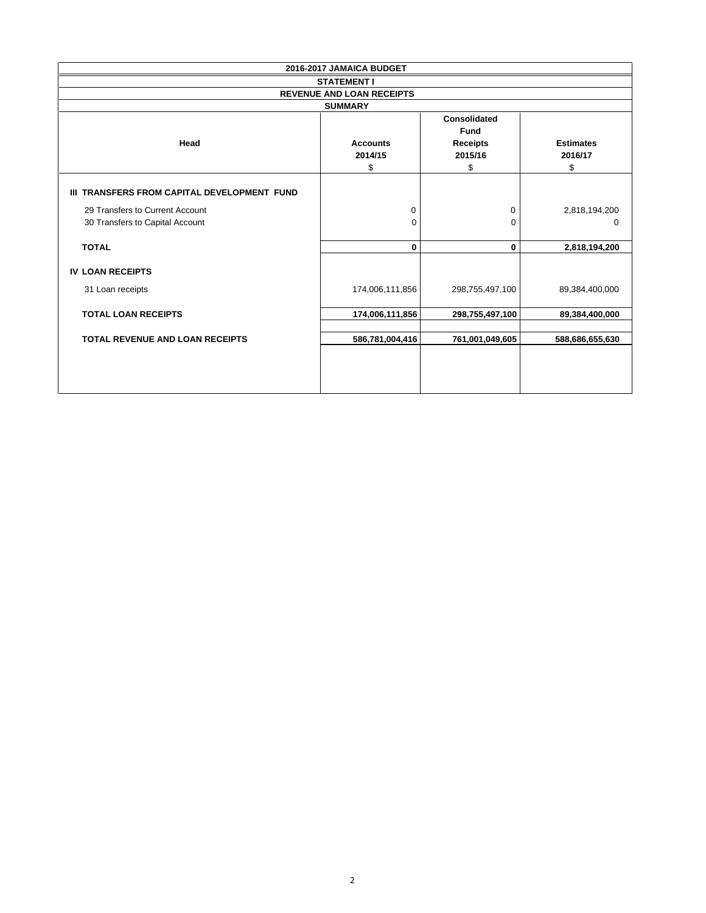| 2016-2017 JAMAICA BUDGET | | | |
|---|---|---|---|
| **STATEMENT I** | | | |
| **REVENUE AND LOAN RECEIPTS** | | | |
| **SUMMARY** | | | |
| **Head** | **Accounts 2014/15** $ | **Consolidated Fund Receipts 2015/16** $ | **Estimates 2016/17** $ |
| **III TRANSFERS FROM CAPITAL DEVELOPMENT FUND** | | | |
| 29 Transfers to Current Account | 0 | 0 | 2,818,194,200 |
| 30 Transfers to Capital Account | 0 | 0 | 0 |
| **TOTAL** | **0** | **0** | **2,818,194,200** |
| **IV LOAN RECEIPTS** | | | |
| 31 Loan receipts | 174,006,111,856 | 298,755,497,100 | 89,384,400,000 |
| **TOTAL LOAN RECEIPTS** | **174,006,111,856** | **298,755,497,100** | **89,384,400,000** |
| **TOTAL REVENUE AND LOAN RECEIPTS** | **586,781,004,416** | **761,001,049,605** | **588,686,655,630** |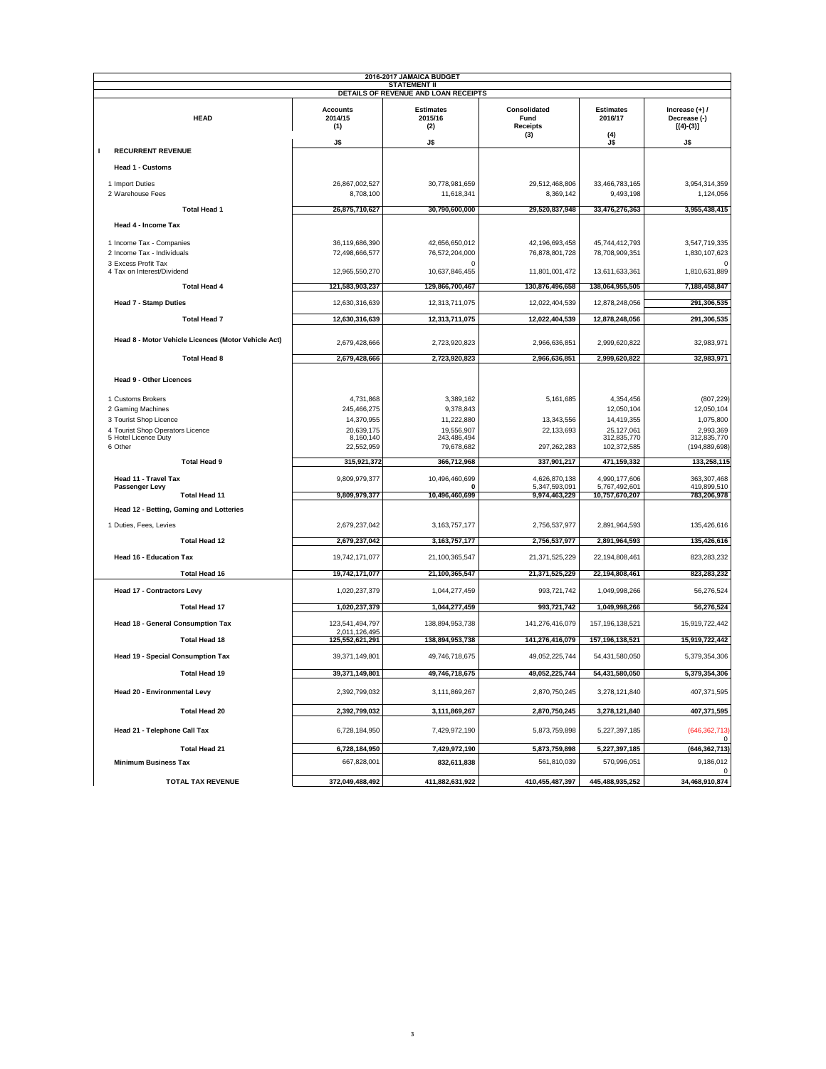**2016-2017 JAMAICA BUDGET**

**STATEMENT II**

**DETAILS OF REVENUE AND LOAN RECEIPTS**

| HEAD | Accounts 2014/15 (1) | Estimates 2015/16 (2) | Consolidated Fund Receipts (3) | Estimates 2016/17 (4) | Increase (+) / Decrease (-) [(4)-(3)] |
|---|---|---|---|---|---|
| | J$ | J$ | | J$ | J$ |
| **I RECURRENT REVENUE** | | | | | |
| **Head 1 - Customs** | | | | | |
| 1 Import Duties | 26,867,002,527 | 30,778,981,659 | 29,512,468,806 | 33,466,783,165 | 3,954,314,359 |
| 2 Warehouse Fees | 8,708,100 | 11,618,341 | 8,369,142 | 9,493,198 | 1,124,056 |
| **Total Head 1** | **26,875,710,627** | **30,790,600,000** | **29,520,837,948** | **33,476,276,363** | **3,955,438,415** |
| **Head 4 - Income Tax** | | | | | |
| 1 Income Tax - Companies | 36,119,686,390 | 42,656,650,012 | 42,196,693,458 | 45,744,412,793 | 3,547,719,335 |
| 2 Income Tax - Individuals | 72,498,666,577 | 76,572,204,000 | 76,878,801,728 | 78,708,909,351 | 1,830,107,623 |
| 3 Excess Profit Tax | | 0 | | | 0 |
| 4 Tax on Interest/Dividend | 12,965,550,270 | 10,637,846,455 | 11,801,001,472 | 13,611,633,361 | 1,810,631,889 |
| **Total Head 4** | **121,583,903,237** | **129,866,700,467** | **130,876,496,658** | **138,064,955,505** | **7,188,458,847** |
| **Head 7 - Stamp Duties** | 12,630,316,639 | 12,313,711,075 | 12,022,404,539 | 12,878,248,056 | **291,306,535** |
| **Total Head 7** | **12,630,316,639** | **12,313,711,075** | **12,022,404,539** | **12,878,248,056** | **291,306,535** |
| **Head 8 - Motor Vehicle Licences (Motor Vehicle Act)** | 2,679,428,666 | 2,723,920,823 | 2,966,636,851 | 2,999,620,822 | 32,983,971 |
| **Total Head 8** | **2,679,428,666** | **2,723,920,823** | **2,966,636,851** | **2,999,620,822** | **32,983,971** |
| **Head 9 - Other Licences** | | | | | |
| 1 Customs Brokers | 4,731,868 | 3,389,162 | 5,161,685 | 4,354,456 | (807,229) |
| 2 Gaming Machines | 245,466,275 | 9,378,843 | | 12,050,104 | 12,050,104 |
| 3 Tourist Shop Licence | 14,370,955 | 11,222,880 | 13,343,556 | 14,419,355 | 1,075,800 |
| 4 Tourist Shop Operators Licence | 20,639,175 | 19,556,907 | 22,133,693 | 25,127,061 | 2,993,369 |
| 5 Hotel Licence Duty | 8,160,140 | 243,486,494 | | 312,835,770 | 312,835,770 |
| 6 Other | 22,552,959 | 79,678,682 | 297,262,283 | 102,372,585 | (194,889,698) |
| **Total Head 9** | **315,921,372** | **366,712,968** | **337,901,217** | **471,159,332** | **133,258,115** |
| **Head 11 - Travel Tax** | 9,809,979,377 | 10,496,460,699 | 4,626,870,138 | 4,990,177,606 | 363,307,468 |
| **Passenger Levy** | | 0 | 5,347,593,091 | 5,767,492,601 | 419,899,510 |
| **Total Head 11** | **9,809,979,377** | **10,496,460,699** | **9,974,463,229** | **10,757,670,207** | **783,206,978** |
| **Head 12 - Betting, Gaming and Lotteries** | | | | | |
| 1 Duties, Fees, Levies | 2,679,237,042 | 3,163,757,177 | 2,756,537,977 | 2,891,964,593 | 135,426,616 |
| **Total Head 12** | **2,679,237,042** | **3,163,757,177** | **2,756,537,977** | **2,891,964,593** | **135,426,616** |
| **Head 16 - Education Tax** | 19,742,171,077 | 21,100,365,547 | 21,371,525,229 | 22,194,808,461 | 823,283,232 |
| **Total Head 16** | **19,742,171,077** | **21,100,365,547** | **21,371,525,229** | **22,194,808,461** | **823,283,232** |
| **Head 17 - Contractors Levy** | 1,020,237,379 | 1,044,277,459 | 993,721,742 | 1,049,998,266 | 56,276,524 |
| **Total Head 17** | **1,020,237,379** | **1,044,277,459** | **993,721,742** | **1,049,998,266** | **56,276,524** |
| **Head 18 - General Consumption Tax** | 123,541,494,797 | 138,894,953,738 | 141,276,416,079 | 157,196,138,521 | 15,919,722,442 |
| | 2,011,126,495 | | | | |
| **Total Head 18** | **125,552,621,291** | **138,894,953,738** | **141,276,416,079** | **157,196,138,521** | **15,919,722,442** |
| **Head 19 - Special Consumption Tax** | 39,371,149,801 | 49,746,718,675 | 49,052,225,744 | 54,431,580,050 | 5,379,354,306 |
| **Total Head 19** | **39,371,149,801** | **49,746,718,675** | **49,052,225,744** | **54,431,580,050** | **5,379,354,306** |
| **Head 20 - Environmental Levy** | 2,392,799,032 | 3,111,869,267 | 2,870,750,245 | 3,278,121,840 | 407,371,595 |
| **Total Head 20** | **2,392,799,032** | **3,111,869,267** | **2,870,750,245** | **3,278,121,840** | **407,371,595** |
| **Head 21 - Telephone Call Tax** | 6,728,184,950 | 7,429,972,190 | 5,873,759,898 | 5,227,397,185 | (646,362,713) |
| | | | | | 0 |
| **Total Head 21** | **6,728,184,950** | **7,429,972,190** | **5,873,759,898** | **5,227,397,185** | **(646,362,713)** |
| **Minimum Business Tax** | 667,828,001 | **832,611,838** | 561,810,039 | 570,996,051 | 9,186,012 |
| | | | | | 0 |
| **TOTAL TAX REVENUE** | **372,049,488,492** | **411,882,631,922** | **410,455,487,397** | **445,488,935,252** | **34,468,910,874** |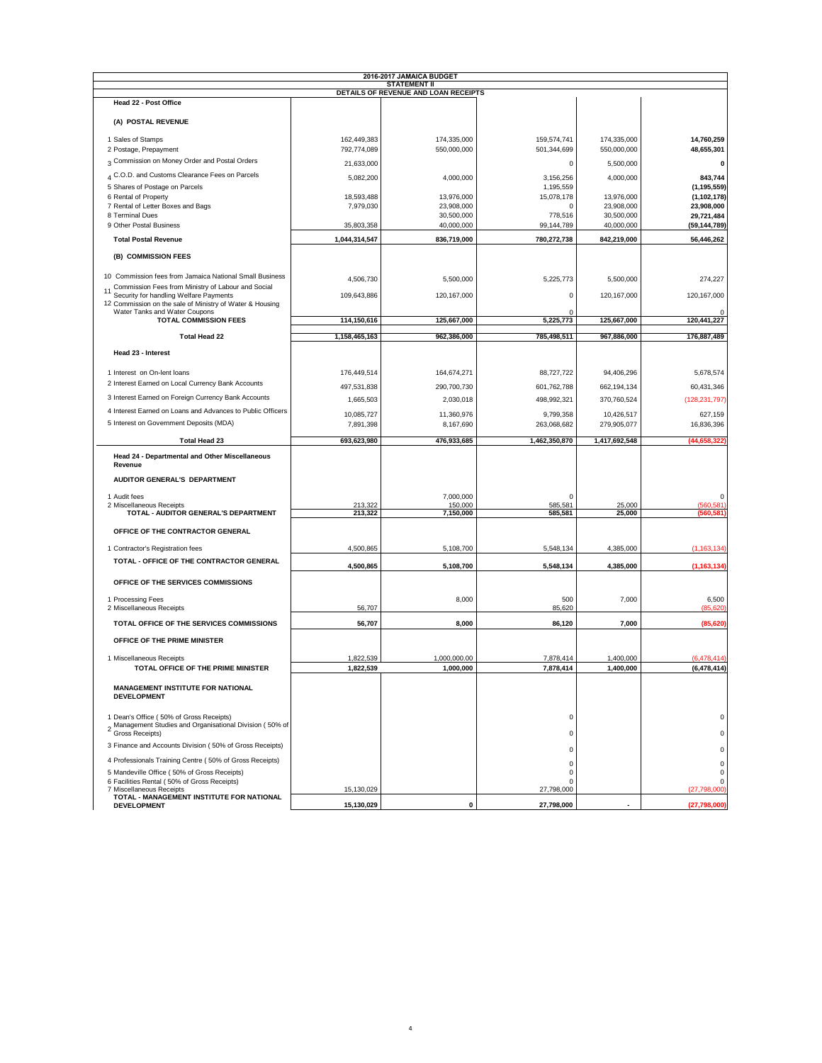**2016-2017 JAMAICA BUDGET**

**STATEMENT II**

**DETAILS OF REVENUE AND LOAN RECEIPTS**

| | | | | | |
|---|---|---|---|---|---|
| **Head 22 - Post Office** | | | | | |
| **(A) POSTAL REVENUE** | | | | | |
| 1 Sales of Stamps | 162,449,383 | 174,335,000 | 159,574,741 | 174,335,000 | **14,760,259** |
| 2 Postage, Prepayment | 792,774,089 | 550,000,000 | 501,344,699 | 550,000,000 | **48,655,301** |
| 3 Commission on Money Order and Postal Orders | 21,633,000 | | 0 | 5,500,000 | **0** |
| 4 C.O.D. and Customs Clearance Fees on Parcels | 5,082,200 | 4,000,000 | 3,156,256 | 4,000,000 | **843,744** |
| 5 Shares of Postage on Parcels | | | 1,195,559 | | **(1,195,559)** |
| 6 Rental of Property | 18,593,488 | 13,976,000 | 15,078,178 | 13,976,000 | **(1,102,178)** |
| 7 Rental of Letter Boxes and Bags | 7,979,030 | 23,908,000 | 0 | 23,908,000 | **23,908,000** |
| 8 Terminal Dues | | 30,500,000 | 778,516 | 30,500,000 | **29,721,484** |
| 9 Other Postal Business | 35,803,358 | 40,000,000 | 99,144,789 | 40,000,000 | **(59,144,789)** |
| **Total Postal Revenue** | **1,044,314,547** | **836,719,000** | **780,272,738** | **842,219,000** | **56,446,262** |
| **(B) COMMISSION FEES** | | | | | |
| 10 Commission fees from Jamaica National Small Business | 4,506,730 | 5,500,000 | 5,225,773 | 5,500,000 | 274,227 |
| 11 Commission Fees from Ministry of Labour and Social Security for handling Welfare Payments | 109,643,886 | 120,167,000 | 0 | 120,167,000 | 120,167,000 |
| 12 Commission on the sale of Ministry of Water & Housing Water Tanks and Water Coupons | | | 0 | | 0 |
| **TOTAL COMMISSION FEES** | **114,150,616** | **125,667,000** | **5,225,773** | **125,667,000** | **120,441,227** |
| **Total Head 22** | **1,158,465,163** | **962,386,000** | **785,498,511** | **967,886,000** | **176,887,489** |
| **Head 23 - Interest** | | | | | |
| 1 Interest on On-lent loans | 176,449,514 | 164,674,271 | 88,727,722 | 94,406,296 | 5,678,574 |
| 2 Interest Earned on Local Currency Bank Accounts | 497,531,838 | 290,700,730 | 601,762,788 | 662,194,134 | 60,431,346 |
| 3 Interest Earned on Foreign Currency Bank Accounts | 1,665,503 | 2,030,018 | 498,992,321 | 370,760,524 | (128,231,797) |
| 4 Interest Earned on Loans and Advances to Public Officers | 10,085,727 | 11,360,976 | 9,799,358 | 10,426,517 | 627,159 |
| 5 Interest on Government Deposits (MDA) | 7,891,398 | 8,167,690 | 263,068,682 | 279,905,077 | 16,836,396 |
| **Total Head 23** | **693,623,980** | **476,933,685** | **1,462,350,870** | **1,417,692,548** | **(44,658,322)** |
| **Head 24 - Departmental and Other Miscellaneous Revenue** | | | | | |
| **AUDITOR GENERAL'S DEPARTMENT** | | | | | |
| 1 Audit fees | | 7,000,000 | 0 | | 0 |
| 2 Miscellaneous Receipts | 213,322 | 150,000 | 585,581 | 25,000 | (560,581) |
| **TOTAL - AUDITOR GENERAL'S DEPARTMENT** | **213,322** | **7,150,000** | **585,581** | **25,000** | **(560,581)** |
| **OFFICE OF THE CONTRACTOR GENERAL** | | | | | |
| 1 Contractor's Registration fees | 4,500,865 | 5,108,700 | 5,548,134 | 4,385,000 | (1,163,134) |
| **TOTAL - OFFICE OF THE CONTRACTOR GENERAL** | **4,500,865** | **5,108,700** | **5,548,134** | **4,385,000** | **(1,163,134)** |
| **OFFICE OF THE SERVICES COMMISSIONS** | | | | | |
| 1 Processing Fees | | 8,000 | 500 | 7,000 | 6,500 |
| 2 Miscellaneous Receipts | 56,707 | | 85,620 | | (85,620) |
| **TOTAL OFFICE OF THE SERVICES COMMISSIONS** | **56,707** | **8,000** | **86,120** | **7,000** | **(85,620)** |
| **OFFICE OF THE PRIME MINISTER** | | | | | |
| 1 Miscellaneous Receipts | 1,822,539 | 1,000,000.00 | 7,878,414 | 1,400,000 | (6,478,414) |
| **TOTAL OFFICE OF THE PRIME MINISTER** | **1,822,539** | **1,000,000** | **7,878,414** | **1,400,000** | **(6,478,414)** |
| **MANAGEMENT INSTITUTE FOR NATIONAL DEVELOPMENT** | | | | | |
| 1 Dean's Office ( 50% of Gross Receipts) | | | 0 | | 0 |
| 2 Management Studies and Organisational Division ( 50% of Gross Receipts) | | | 0 | | 0 |
| 3 Finance and Accounts Division ( 50% of Gross Receipts) | | | 0 | | 0 |
| 4 Professionals Training Centre ( 50% of Gross Receipts) | | | 0 | | 0 |
| 5 Mandeville Office ( 50% of Gross Receipts) | | | 0 | | 0 |
| 6 Facilities Rental ( 50% of Gross Receipts) | | | 0 | | 0 |
| 7 Miscellaneous Receipts | 15,130,029 | | 27,798,000 | | (27,798,000) |
| **TOTAL - MANAGEMENT INSTITUTE FOR NATIONAL DEVELOPMENT** | **15,130,029** | **0** | **27,798,000** | **-** | **(27,798,000)** |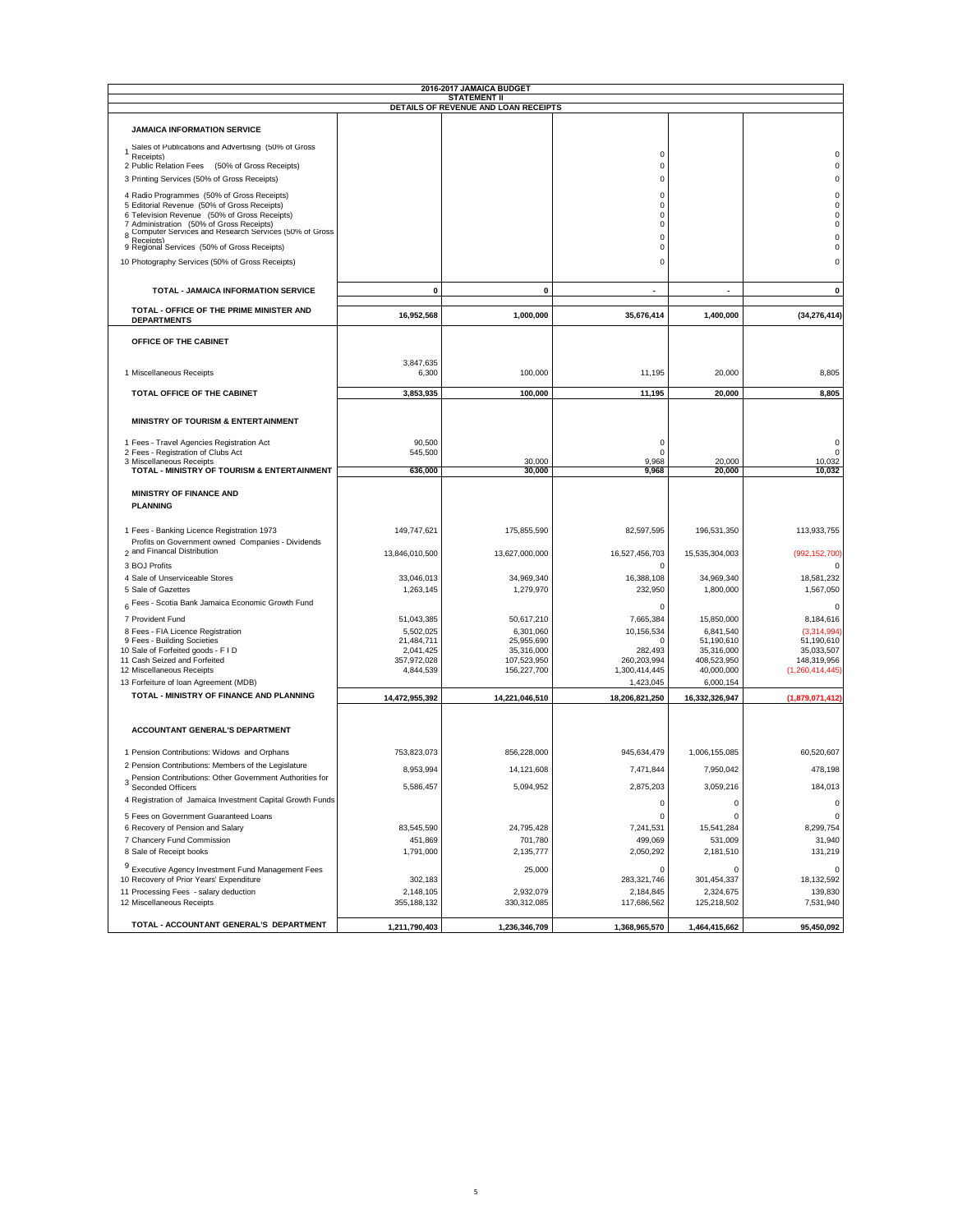# 2016-2017 JAMAICA BUDGET

## STATEMENT II

### DETAILS OF REVENUE AND LOAN RECEIPTS

| | | | | | |
|---|---|---|---|---|---|
| **JAMAICA INFORMATION SERVICE** | | | | | |
| 1 Sales of Publications and Advertising (50% of Gross Receipts) | | | 0 | | 0 |
| 2 Public Relation Fees (50% of Gross Receipts) | | | 0 | | 0 |
| 3 Printing Services (50% of Gross Receipts) | | | 0 | | 0 |
| 4 Radio Programmes (50% of Gross Receipts) | | | 0 | | 0 |
| 5 Editorial Revenue (50% of Gross Receipts) | | | 0 | | 0 |
| 6 Television Revenue (50% of Gross Receipts) | | | 0 | | 0 |
| 7 Administration (50% of Gross Receipts) | | | 0 | | 0 |
| 8 Computer Services and Research Services (50% of Gross Receipts) | | | 0 | | 0 |
| 9 Regional Services (50% of Gross Receipts) | | | 0 | | 0 |
| 10 Photography Services (50% of Gross Receipts) | | | 0 | | 0 |
| **TOTAL - JAMAICA INFORMATION SERVICE** | **0** | **0** | **-** | **-** | **0** |
| **TOTAL - OFFICE OF THE PRIME MINISTER AND DEPARTMENTS** | **16,952,568** | **1,000,000** | **35,676,414** | **1,400,000** | **(34,276,414)** |
| **OFFICE OF THE CABINET** | | | | | |
| | 3,847,635 | | | | |
| 1 Miscellaneous Receipts | 6,300 | 100,000 | 11,195 | 20,000 | 8,805 |
| **TOTAL OFFICE OF THE CABINET** | **3,853,935** | **100,000** | **11,195** | **20,000** | **8,805** |
| **MINISTRY OF TOURISM & ENTERTAINMENT** | | | | | |
| 1 Fees - Travel Agencies Registration Act | 90,500 | | 0 | | 0 |
| 2 Fees - Registration of Clubs Act | 545,500 | | 0 | | 0 |
| 3 Miscellaneous Receipts | | 30,000 | 9,968 | 20,000 | 10,032 |
| **TOTAL - MINISTRY OF TOURISM & ENTERTAINMENT** | **636,000** | **30,000** | **9,968** | **20,000** | **10,032** |
| **MINISTRY OF FINANCE AND PLANNING** | | | | | |
| 1 Fees - Banking Licence Registration 1973 | 149,747,621 | 175,855,590 | 82,597,595 | 196,531,350 | 113,933,755 |
| 2 Profits on Government owned Companies - Dividends and Financal Distribution | 13,846,010,500 | 13,627,000,000 | 16,527,456,703 | 15,535,304,003 | (992,152,700) |
| 3 BOJ Profits | | | 0 | | 0 |
| 4 Sale of Unserviceable Stores | 33,046,013 | 34,969,340 | 16,388,108 | 34,969,340 | 18,581,232 |
| 5 Sale of Gazettes | 1,263,145 | 1,279,970 | 232,950 | 1,800,000 | 1,567,050 |
| 6 Fees - Scotia Bank Jamaica Economic Growth Fund | | | 0 | | 0 |
| 7 Provident Fund | 51,043,385 | 50,617,210 | 7,665,384 | 15,850,000 | 8,184,616 |
| 8 Fees - FIA Licence Registration | 5,502,025 | 6,301,060 | 10,156,534 | 6,841,540 | (3,314,994) |
| 9 Fees - Building Societies | 21,484,711 | 25,955,690 | 0 | 51,190,610 | 51,190,610 |
| 10 Sale of Forfeited goods - F I D | 2,041,425 | 35,316,000 | 282,493 | 35,316,000 | 35,033,507 |
| 11 Cash Seized and Forfeited | 357,972,028 | 107,523,950 | 260,203,994 | 408,523,950 | 148,319,956 |
| 12 Miscellaneous Receipts | 4,844,539 | 156,227,700 | 1,300,414,445 | 40,000,000 | (1,260,414,445) |
| 13 Forfeiture of loan Agreement (MDB) | | | 1,423,045 | 6,000,154 | |
| **TOTAL - MINISTRY OF FINANCE AND PLANNING** | **14,472,955,392** | **14,221,046,510** | **18,206,821,250** | **16,332,326,947** | **(1,879,071,412)** |
| **ACCOUNTANT GENERAL'S DEPARTMENT** | | | | | |
| 1 Pension Contributions: Widows and Orphans | 753,823,073 | 856,228,000 | 945,634,479 | 1,006,155,085 | 60,520,607 |
| 2 Pension Contributions: Members of the Legislature | 8,953,994 | 14,121,608 | 7,471,844 | 7,950,042 | 478,198 |
| 3 Pension Contributions: Other Government Authorities for Seconded Officers | 5,586,457 | 5,094,952 | 2,875,203 | 3,059,216 | 184,013 |
| 4 Registration of Jamaica Investment Capital Growth Funds | | | 0 | 0 | 0 |
| 5 Fees on Government Guaranteed Loans | | | 0 | 0 | 0 |
| 6 Recovery of Pension and Salary | 83,545,590 | 24,795,428 | 7,241,531 | 15,541,284 | 8,299,754 |
| 7 Chancery Fund Commission | 451,869 | 701,780 | 499,069 | 531,009 | 31,940 |
| 8 Sale of Receipt books | 1,791,000 | 2,135,777 | 2,050,292 | 2,181,510 | 131,219 |
| 9 Executive Agency Investment Fund Management Fees | | 25,000 | 0 | 0 | 0 |
| 10 Recovery of Prior Years' Expenditure | 302,183 | | 283,321,746 | 301,454,337 | 18,132,592 |
| 11 Processing Fees - salary deduction | 2,148,105 | 2,932,079 | 2,184,845 | 2,324,675 | 139,830 |
| 12 Miscellaneous Receipts | 355,188,132 | 330,312,085 | 117,686,562 | 125,218,502 | 7,531,940 |
| **TOTAL - ACCOUNTANT GENERAL'S DEPARTMENT** | **1,211,790,403** | **1,236,346,709** | **1,368,965,570** | **1,464,415,662** | **95,450,092** |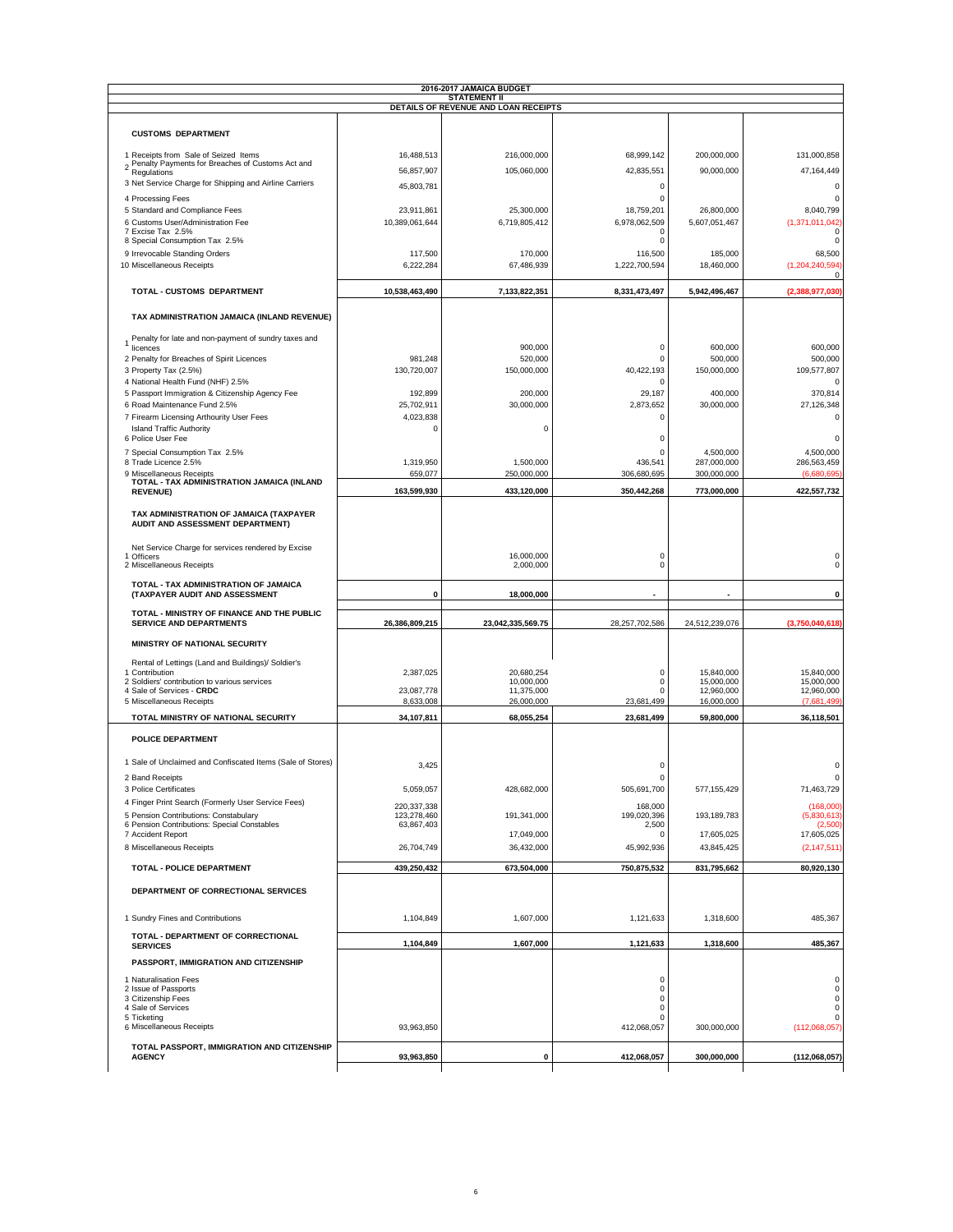**2016-2017 JAMAICA BUDGET**

**STATEMENT II**

**DETAILS OF REVENUE AND LOAN RECEIPTS**

| | | | | | |
|---|---|---|---|---|---|
| **CUSTOMS DEPARTMENT** | | | | | |
| 1 Receipts from Sale of Seized Items | 16,488,513 | 216,000,000 | 68,999,142 | 200,000,000 | 131,000,858 |
| 2 Penalty Payments for Breaches of Customs Act and Regulations | 56,857,907 | 105,060,000 | 42,835,551 | 90,000,000 | 47,164,449 |
| 3 Net Service Charge for Shipping and Airline Carriers | 45,803,781 | | 0 | | 0 |
| 4 Processing Fees | | | 0 | | 0 |
| 5 Standard and Compliance Fees | 23,911,861 | 25,300,000 | 18,759,201 | 26,800,000 | 8,040,799 |
| 6 Customs User/Administration Fee | 10,389,061,644 | 6,719,805,412 | 6,978,062,509 | 5,607,051,467 | (1,371,011,042) |
| 7 Excise Tax 2.5% | | | 0 | | 0 |
| 8 Special Consumption Tax 2.5% | | | 0 | | 0 |
| 9 Irrevocable Standing Orders | 117,500 | 170,000 | 116,500 | 185,000 | 68,500 |
| 10 Miscellaneous Receipts | 6,222,284 | 67,486,939 | 1,222,700,594 | 18,460,000 | (1,204,240,594) |
| | | | | | 0 |
| **TOTAL - CUSTOMS DEPARTMENT** | **10,538,463,490** | **7,133,822,351** | **8,331,473,497** | **5,942,496,467** | **(2,388,977,030)** |
| **TAX ADMINISTRATION JAMAICA (INLAND REVENUE)** | | | | | |
| 1 Penalty for late and non-payment of sundry taxes and licences | | 900,000 | 0 | 600,000 | 600,000 |
| 2 Penalty for Breaches of Spirit Licences | 981,248 | 520,000 | 0 | 500,000 | 500,000 |
| 3 Property Tax (2.5%) | 130,720,007 | 150,000,000 | 40,422,193 | 150,000,000 | 109,577,807 |
| 4 National Health Fund (NHF) 2.5% | | | 0 | | 0 |
| 5 Passport Immigration & Citizenship Agency Fee | 192,899 | 200,000 | 29,187 | 400,000 | 370,814 |
| 6 Road Maintenance Fund 2.5% | 25,702,911 | 30,000,000 | 2,873,652 | 30,000,000 | 27,126,348 |
| 7 Firearm Licensing Arthourity User Fees | 4,023,838 | | 0 | | 0 |
| Island Traffic Authority | 0 | 0 | | | |
| 6 Police User Fee | | | 0 | | 0 |
| 7 Special Consumption Tax 2.5% | | | 0 | 4,500,000 | 4,500,000 |
| 8 Trade Licence 2.5% | 1,319,950 | 1,500,000 | 436,541 | 287,000,000 | 286,563,459 |
| 9 Miscellaneous Receipts | 659,077 | 250,000,000 | 306,680,695 | 300,000,000 | (6,680,695) |
| **TOTAL - TAX ADMINISTRATION JAMAICA (INLAND REVENUE)** | **163,599,930** | **433,120,000** | **350,442,268** | **773,000,000** | **422,557,732** |
| **TAX ADMINISTRATION OF JAMAICA (TAXPAYER AUDIT AND ASSESSMENT DEPARTMENT)** | | | | | |
| 1 Net Service Charge for services rendered by Excise Officers | | 16,000,000 | 0 | | 0 |
| 2 Miscellaneous Receipts | | 2,000,000 | 0 | | 0 |
| **TOTAL - TAX ADMINISTRATION OF JAMAICA (TAXPAYER AUDIT AND ASSESSMENT** | **0** | **18,000,000** | **-** | **-** | **0** |
| **TOTAL - MINISTRY OF FINANCE AND THE PUBLIC SERVICE AND DEPARTMENTS** | **26,386,809,215** | **23,042,335,569.75** | 28,257,702,586 | 24,512,239,076 | **(3,750,040,618)** |
| **MINISTRY OF NATIONAL SECURITY** | | | | | |
| 1 Rental of Lettings (Land and Buildings)/ Soldier's Contribution | 2,387,025 | 20,680,254 | 0 | 15,840,000 | 15,840,000 |
| 2 Soldiers' contribution to various services | | 10,000,000 | 0 | 15,000,000 | 15,000,000 |
| 4 Sale of Services - **CRDC** | 23,087,778 | 11,375,000 | 0 | 12,960,000 | 12,960,000 |
| 5 Miscellaneous Receipts | 8,633,008 | 26,000,000 | 23,681,499 | 16,000,000 | (7,681,499) |
| **TOTAL MINISTRY OF NATIONAL SECURITY** | **34,107,811** | **68,055,254** | **23,681,499** | **59,800,000** | **36,118,501** |
| **POLICE DEPARTMENT** | | | | | |
| 1 Sale of Unclaimed and Confiscated Items (Sale of Stores) | 3,425 | | 0 | | 0 |
| 2 Band Receipts | | | 0 | | 0 |
| 3 Police Certificates | 5,059,057 | 428,682,000 | 505,691,700 | 577,155,429 | 71,463,729 |
| 4 Finger Print Search (Formerly User Service Fees) | 220,337,338 | | 168,000 | | (168,000) |
| 5 Pension Contributions: Constabulary | 123,278,460 | 191,341,000 | 199,020,396 | 193,189,783 | (5,830,613) |
| 6 Pension Contributions: Special Constables | 63,867,403 | | 2,500 | | (2,500) |
| 7 Accident Report | | 17,049,000 | 0 | 17,605,025 | 17,605,025 |
| 8 Miscellaneous Receipts | 26,704,749 | 36,432,000 | 45,992,936 | 43,845,425 | (2,147,511) |
| **TOTAL - POLICE DEPARTMENT** | **439,250,432** | **673,504,000** | **750,875,532** | **831,795,662** | **80,920,130** |
| **DEPARTMENT OF CORRECTIONAL SERVICES** | | | | | |
| 1 Sundry Fines and Contributions | 1,104,849 | 1,607,000 | 1,121,633 | 1,318,600 | 485,367 |
| **TOTAL - DEPARTMENT OF CORRECTIONAL SERVICES** | **1,104,849** | **1,607,000** | **1,121,633** | **1,318,600** | **485,367** |
| **PASSPORT, IMMIGRATION AND CITIZENSHIP** | | | | | |
| 1 Naturalisation Fees | | | 0 | | 0 |
| 2 Issue of Passports | | | 0 | | 0 |
| 3 Citizenship Fees | | | 0 | | 0 |
| 4 Sale of Services | | | 0 | | 0 |
| 5 Ticketing | | | 0 | | 0 |
| 6 Miscellaneous Receipts | 93,963,850 | | 412,068,057 | 300,000,000 | (112,068,057) |
| **TOTAL PASSPORT, IMMIGRATION AND CITIZENSHIP AGENCY** | **93,963,850** | **0** | **412,068,057** | **300,000,000** | **(112,068,057)** |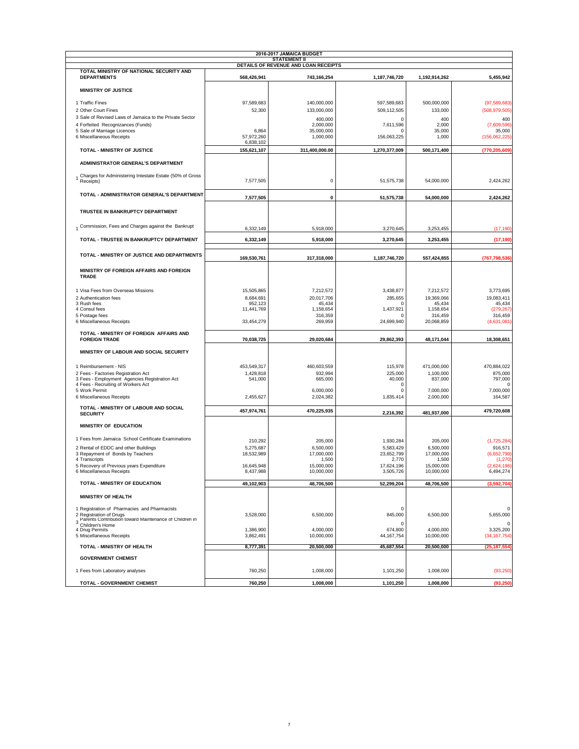**2016-2017 JAMAICA BUDGET**

**STATEMENT II**

**DETAILS OF REVENUE AND LOAN RECEIPTS**

| | | | | | |
|---|---|---|---|---|---|
| **TOTAL MINISTRY OF NATIONAL SECURITY AND DEPARTMENTS** | **568,426,941** | **743,166,254** | **1,187,746,720** | **1,192,914,262** | **5,455,942** |
| **MINISTRY OF JUSTICE** | | | | | |
| 1 Traffic Fines | 97,589,683 | 140,000,000 | 597,589,683 | 500,000,000 | (97,589,683) |
| 2 Other Court Fines | 52,300 | 133,000,000 | 509,112,505 | 133,000 | (508,979,505) |
| 3 Sale of Revised Laws of Jamaica to the Private Sector | | 400,000 | 0 | 400 | 400 |
| 4 Forfeited Recognizances (Funds) | | 2,000,000 | 7,611,596 | 2,000 | (7,609,596) |
| 5 Sale of Marriage Licences | 6,864 | 35,000,000 | 0 | 35,000 | 35,000 |
| 6 Miscellaneous Receipts | 57,972,260 | 1,000,000 | 156,063,225 | 1,000 | (156,062,225) |
| | 6,838,102 | | | | |
| **TOTAL - MINISTRY OF JUSTICE** | **155,621,107** | **311,400,000.00** | **1,270,377,009** | **500,171,400** | **(770,205,609)** |
| **ADMINISTRATOR GENERAL'S DEPARTMENT** | | | | | |
| 1 Charges for Administering Intestate Estate (50% of Gross Receipts) | 7,577,505 | 0 | 51,575,738 | 54,000,000 | 2,424,262 |
| **TOTAL - ADMINISTRATOR GENERAL'S DEPARTMENT** | **7,577,505** | **0** | **51,575,738** | **54,000,000** | **2,424,262** |
| **TRUSTEE IN BANKRUPTCY DEPARTMENT** | | | | | |
| 1 Commission, Fees and Charges against the Bankrupt | 6,332,149 | 5,918,000 | 3,270,645 | 3,253,455 | (17,190) |
| **TOTAL - TRUSTEE IN BANKRUPTCY DEPARTMENT** | **6,332,149** | **5,918,000** | **3,270,645** | **3,253,455** | **(17,190)** |
| **TOTAL - MINISTRY OF JUSTICE AND DEPARTMENTS** | **169,530,761** | **317,318,000** | **1,187,746,720** | **557,424,855** | **(767,798,536)** |
| **MINISTRY OF FOREIGN AFFAIRS AND FOREIGN TRADE** | | | | | |
| 1 Visa Fees from Overseas Missions | 15,505,865 | 7,212,572 | 3,438,877 | 7,212,572 | 3,773,695 |
| 2 Authentication fees | 8,684,691 | 20,017,706 | 285,655 | 19,369,066 | 19,083,411 |
| 3 Rush fees | 952,123 | 45,434 | 0 | 45,434 | 45,434 |
| 4 Consul fees | 11,441,769 | 1,158,654 | 1,437,921 | 1,158,654 | (279,267) |
| 5 Postage fees | | 316,359 | 0 | 316,459 | 316,459 |
| 6 Miscellaneous Receipts | 33,454,279 | 269,959 | 24,699,940 | 20,068,859 | (4,631,081) |
| **TOTAL - MINISTRY OF FOREIGN AFFAIRS AND FOREIGN TRADE** | **70,038,725** | **29,020,684** | **29,862,393** | **48,171,044** | **18,308,651** |
| **MINISTRY OF LABOUR AND SOCIAL SECURITY** | | | | | |
| 1 Reimbursement - NIS | 453,549,317 | 460,603,559 | 115,978 | 471,000,000 | 470,884,022 |
| 2 Fees - Factories Registration Act | 1,428,818 | 932,994 | 225,000 | 1,100,000 | 875,000 |
| 3 Fees - Employment Agencies Registration Act | 541,000 | 665,000 | 40,000 | 837,000 | 797,000 |
| 4 Fees - Recruiting of Workers Act | | | 0 | | 0 |
| 5 Work Permit | | 6,000,000 | 0 | 7,000,000 | 7,000,000 |
| 6 Miscellaneous Receipts | 2,455,627 | 2,024,382 | 1,835,414 | 2,000,000 | 164,587 |
| **TOTAL - MINISTRY OF LABOUR AND SOCIAL SECURITY** | **457,974,761** | **470,225,935** | **2,216,392** | **481,937,000** | **479,720,608** |
| **MINISTRY OF EDUCATION** | | | | | |
| 1 Fees from Jamaica School Certificate Examinations | 210,292 | 205,000 | 1,930,284 | 205,000 | (1,725,284) |
| 2 Rental of EDDC and other Buildings | 5,275,687 | 6,500,000 | 5,583,429 | 6,500,000 | 916,571 |
| 3 Repayment of Bonds by Teachers | 18,532,989 | 17,000,000 | 23,652,799 | 17,000,000 | (6,652,799) |
| 4 Transcripts | | 1,500 | 2,770 | 1,500 | (1,270) |
| 5 Recovery of Previous years Expenditure | 16,645,948 | 15,000,000 | 17,624,196 | 15,000,000 | (2,624,196) |
| 6 Miscellaneous Receipts | 8,437,988 | 10,000,000 | 3,505,726 | 10,000,000 | 6,494,274 |
| **TOTAL - MINISTRY OF EDUCATION** | **49,102,903** | **48,706,500** | **52,299,204** | **48,706,500** | **(3,592,704)** |
| **MINISTRY OF HEALTH** | | | | | |
| 1 Registration of Pharmacies and Pharmacists | | | 0 | | 0 |
| 2 Registration of Drugs | 3,528,000 | 6,500,000 | 845,000 | 6,500,000 | 5,655,000 |
| 3 Parents Contribution toward Maintenance of Children in Children's Home | | | 0 | | 0 |
| 4 Drug Permits | 1,386,900 | 4,000,000 | 674,800 | 4,000,000 | 3,325,200 |
| 5 Miscellaneous Receipts | 3,862,491 | 10,000,000 | 44,167,754 | 10,000,000 | (34,167,754) |
| **TOTAL - MINISTRY OF HEALTH** | **8,777,391** | **20,500,000** | **45,687,554** | **20,500,000** | **(25,187,554)** |
| **GOVERNMENT CHEMIST** | | | | | |
| 1 Fees from Laboratory analyses | 760,250 | 1,008,000 | 1,101,250 | 1,008,000 | (93,250) |
| **TOTAL - GOVERNMENT CHEMIST** | **760,250** | **1,008,000** | **1,101,250** | **1,008,000** | **(93,250)** |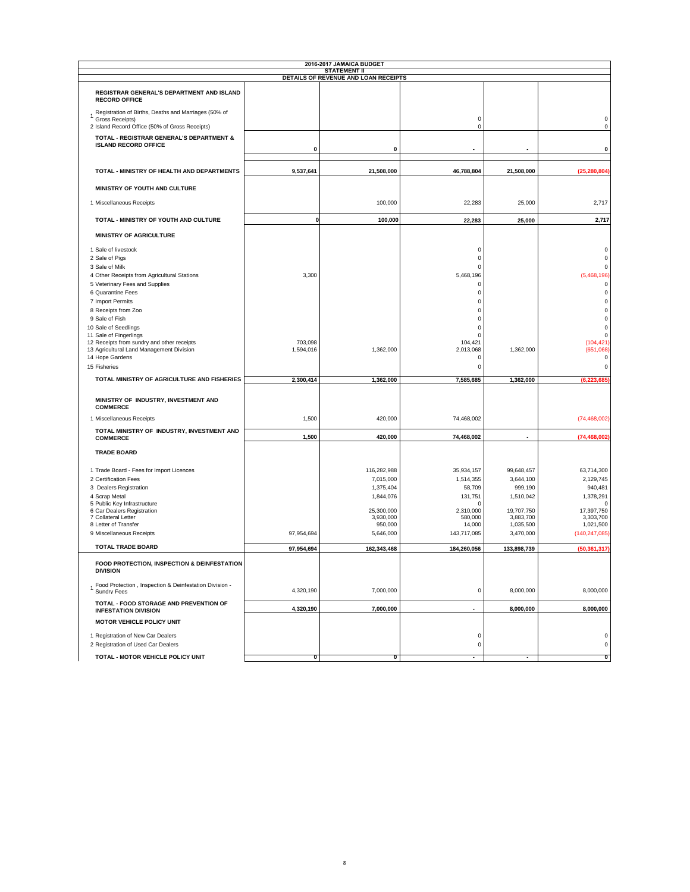**2016-2017 JAMAICA BUDGET**
**STATEMENT II**
**DETAILS OF REVENUE AND LOAN RECEIPTS**

| | | | | | |
|---|---|---|---|---|---|
| **REGISTRAR GENERAL'S DEPARTMENT AND ISLAND RECORD OFFICE** | | | | | |
| 1 Registration of Births, Deaths and Marriages (50% of Gross Receipts) | | | 0 | | 0 |
| 2 Island Record Office (50% of Gross Receipts) | | | 0 | | 0 |
| **TOTAL - REGISTRAR GENERAL'S DEPARTMENT & ISLAND RECORD OFFICE** | **0** | **0** | **-** | **-** | **0** |
| **TOTAL - MINISTRY OF HEALTH AND DEPARTMENTS** | **9,537,641** | **21,508,000** | **46,788,804** | **21,508,000** | **(25,280,804)** |
| **MINISTRY OF YOUTH AND CULTURE** | | | | | |
| 1 Miscellaneous Receipts | | 100,000 | 22,283 | 25,000 | 2,717 |
| **TOTAL - MINISTRY OF YOUTH AND CULTURE** | **0** | **100,000** | **22,283** | **25,000** | **2,717** |
| **MINISTRY OF AGRICULTURE** | | | | | |
| 1 Sale of livestock | | | 0 | | 0 |
| 2 Sale of Pigs | | | 0 | | 0 |
| 3 Sale of Milk | | | 0 | | 0 |
| 4 Other Receipts from Agricultural Stations | 3,300 | | 5,468,196 | | (5,468,196) |
| 5 Veterinary Fees and Supplies | | | 0 | | 0 |
| 6 Quarantine Fees | | | 0 | | 0 |
| 7 Import Permits | | | 0 | | 0 |
| 8 Receipts from Zoo | | | 0 | | 0 |
| 9 Sale of Fish | | | 0 | | 0 |
| 10 Sale of Seedlings | | | 0 | | 0 |
| 11 Sale of Fingerlings | | | 0 | | 0 |
| 12 Receipts from sundry and other receipts | 703,098 | | 104,421 | | (104,421) |
| 13 Agricultural Land Management Division | 1,594,016 | 1,362,000 | 2,013,068 | 1,362,000 | (651,068) |
| 14 Hope Gardens | | | 0 | | 0 |
| 15 Fisheries | | | 0 | | 0 |
| **TOTAL MINISTRY OF AGRICULTURE AND FISHERIES** | **2,300,414** | **1,362,000** | **7,585,685** | **1,362,000** | **(6,223,685)** |
| **MINISTRY OF INDUSTRY, INVESTMENT AND COMMERCE** | | | | | |
| 1 Miscellaneous Receipts | 1,500 | 420,000 | 74,468,002 | | (74,468,002) |
| **TOTAL MINISTRY OF INDUSTRY, INVESTMENT AND COMMERCE** | **1,500** | **420,000** | **74,468,002** | **-** | **(74,468,002)** |
| **TRADE BOARD** | | | | | |
| 1 Trade Board - Fees for Import Licences | | 116,282,988 | 35,934,157 | 99,648,457 | 63,714,300 |
| 2 Certification Fees | | 7,015,000 | 1,514,355 | 3,644,100 | 2,129,745 |
| 3 Dealers Registration | | 1,375,404 | 58,709 | 999,190 | 940,481 |
| 4 Scrap Metal | | 1,844,076 | 131,751 | 1,510,042 | 1,378,291 |
| 5 Public Key Infrastructure | | | 0 | | 0 |
| 6 Car Dealers Registration | | 25,300,000 | 2,310,000 | 19,707,750 | 17,397,750 |
| 7 Collateral Letter | | 3,930,000 | 580,000 | 3,883,700 | 3,303,700 |
| 8 Letter of Transfer | | 950,000 | 14,000 | 1,035,500 | 1,021,500 |
| 9 Miscellaneous Receipts | 97,954,694 | 5,646,000 | 143,717,085 | 3,470,000 | (140,247,085) |
| **TOTAL TRADE BOARD** | **97,954,694** | **162,343,468** | **184,260,056** | **133,898,739** | **(50,361,317)** |
| **FOOD PROTECTION, INSPECTION & DEINFESTATION DIVISION** | | | | | |
| 1 Food Protection , Inspection & Deinfestation Division - Sundry Fees | 4,320,190 | 7,000,000 | 0 | 8,000,000 | 8,000,000 |
| **TOTAL - FOOD STORAGE AND PREVENTION OF INFESTATION DIVISION** | **4,320,190** | **7,000,000** | **-** | **8,000,000** | **8,000,000** |
| **MOTOR VEHICLE POLICY UNIT** | | | | | |
| 1 Registration of New Car Dealers | | | 0 | | 0 |
| 2 Registration of Used Car Dealers | | | 0 | | 0 |
| **TOTAL - MOTOR VEHICLE POLICY UNIT** | **0** | **0** | **-** | **-** | **0** |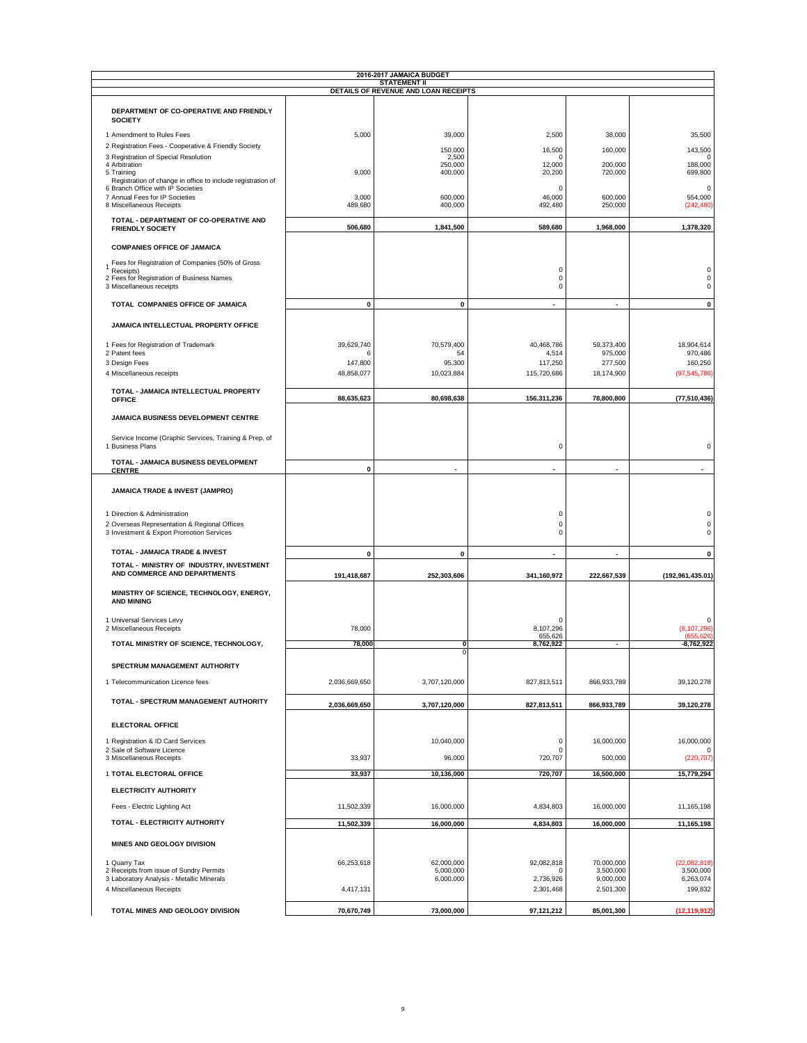# 2016-2017 JAMAICA BUDGET

## STATEMENT II

### DETAILS OF REVENUE AND LOAN RECEIPTS

| | | | | | |
|---|---|---|---|---|---|
| **DEPARTMENT OF CO-OPERATIVE AND FRIENDLY SOCIETY** | | | | | |
| 1 Amendment to Rules Fees | 5,000 | 39,000 | 2,500 | 38,000 | 35,500 |
| 2 Registration Fees - Cooperative & Friendly Society | | 150,000 | 16,500 | 160,000 | 143,500 |
| 3 Registration of Special Resolution | | 2,500 | 0 | | 0 |
| 4 Arbitration | | 250,000 | 12,000 | 200,000 | 188,000 |
| 5 Training | 9,000 | 400,000 | 20,200 | 720,000 | 699,800 |
| 6 Registration of change in office to include registration of Branch Office with IP Societies | | | 0 | | 0 |
| 7 Annual Fees for IP Societies | 3,000 | 600,000 | 46,000 | 600,000 | 554,000 |
| 8 Miscellaneous Receipts | 489,680 | 400,000 | 492,480 | 250,000 | (242,480) |
| **TOTAL - DEPARTMENT OF CO-OPERATIVE AND FRIENDLY SOCIETY** | **506,680** | **1,841,500** | **589,680** | **1,968,000** | **1,378,320** |
| **COMPANIES OFFICE OF JAMAICA** | | | | | |
| 1 Fees for Registration of Companies (50% of Gross Receipts) | | | 0 | | 0 |
| 2 Fees for Registration of Business Names | | | 0 | | 0 |
| 3 Miscellaneous receipts | | | 0 | | 0 |
| **TOTAL COMPANIES OFFICE OF JAMAICA** | **0** | **0** | **-** | **-** | **0** |
| **JAMAICA INTELLECTUAL PROPERTY OFFICE** | | | | | |
| 1 Fees for Registration of Trademark | 39,629,740 | 70,579,400 | 40,468,786 | 59,373,400 | 18,904,614 |
| 2 Patent fees | 6 | 54 | 4,514 | 975,000 | 970,486 |
| 3 Design Fees | 147,800 | 95,300 | 117,250 | 277,500 | 160,250 |
| 4 Miscellaneous receipts | 48,858,077 | 10,023,884 | 115,720,686 | 18,174,900 | (97,545,786) |
| **TOTAL - JAMAICA INTELLECTUAL PROPERTY OFFICE** | **88,635,623** | **80,698,638** | **156,311,236** | **78,800,800** | **(77,510,436)** |
| **JAMAICA BUSINESS DEVELOPMENT CENTRE** | | | | | |
| 1 Service Income (Graphic Services, Training & Prep. of Business Plans | | | 0 | | 0 |
| **TOTAL - JAMAICA BUSINESS DEVELOPMENT CENTRE** | **0** | **-** | **-** | **-** | **-** |
| **JAMAICA TRADE & INVEST (JAMPRO)** | | | | | |
| 1 Direction & Administration | | | 0 | | 0 |
| 2 Overseas Representation & Regional Offices | | | 0 | | 0 |
| 3 Investment & Export Promotion Services | | | 0 | | 0 |
| **TOTAL - JAMAICA TRADE & INVEST** | **0** | **0** | **-** | **-** | **0** |
| **TOTAL - MINISTRY OF INDUSTRY, INVESTMENT AND COMMERCE AND DEPARTMENTS** | **191,418,687** | **252,303,606** | **341,160,972** | **222,667,539** | **(192,961,435.01)** |
| **MINISTRY OF SCIENCE, TECHNOLOGY, ENERGY, AND MINING** | | | | | |
| 1 Universal Services Levy | | | 0 | | 0 |
| 2 Miscellaneous Receipts | 78,000 | | 8,107,296 | | (8,107,296) |
| | | | 655,626 | | (655,626) |
| **TOTAL MINISTRY OF SCIENCE, TECHNOLOGY,** | **78,000** | **0** | **8,762,922** | **-** | **-8,762,922** |
| | | 0 | | | |
| **SPECTRUM MANAGEMENT AUTHORITY** | | | | | |
| 1 Telecommunication Licence fees | 2,036,669,650 | 3,707,120,000 | 827,813,511 | 866,933,789 | 39,120,278 |
| **TOTAL - SPECTRUM MANAGEMENT AUTHORITY** | **2,036,669,650** | **3,707,120,000** | **827,813,511** | **866,933,789** | **39,120,278** |
| **ELECTORAL OFFICE** | | | | | |
| 1 Registration & ID Card Services | | 10,040,000 | 0 | 16,000,000 | 16,000,000 |
| 2 Sale of Software Licence | | | 0 | | 0 |
| 3 Miscellaneous Receipts | 33,937 | 96,000 | 720,707 | 500,000 | (220,707) |
| **1 TOTAL ELECTORAL OFFICE** | **33,937** | **10,136,000** | **720,707** | **16,500,000** | **15,779,294** |
| **ELECTRICITY AUTHORITY** | | | | | |
| Fees - Electric Lighting Act | 11,502,339 | 16,000,000 | 4,834,803 | 16,000,000 | 11,165,198 |
| **TOTAL - ELECTRICITY AUTHORITY** | **11,502,339** | **16,000,000** | **4,834,803** | **16,000,000** | **11,165,198** |
| **MINES AND GEOLOGY DIVISION** | | | | | |
| 1 Quarry Tax | 66,253,618 | 62,000,000 | 92,082,818 | 70,000,000 | (22,082,818) |
| 2 Receipts from issue of Sundry Permits | | 5,000,000 | 0 | 3,500,000 | 3,500,000 |
| 3 Laboratory Analysis - Metallic Minerals | | 6,000,000 | 2,736,926 | 9,000,000 | 6,263,074 |
| 4 Miscellaneous Receipts | 4,417,131 | | 2,301,468 | 2,501,300 | 199,832 |
| **TOTAL MINES AND GEOLOGY DIVISION** | **70,670,749** | **73,000,000** | **97,121,212** | **85,001,300** | **(12,119,912)** |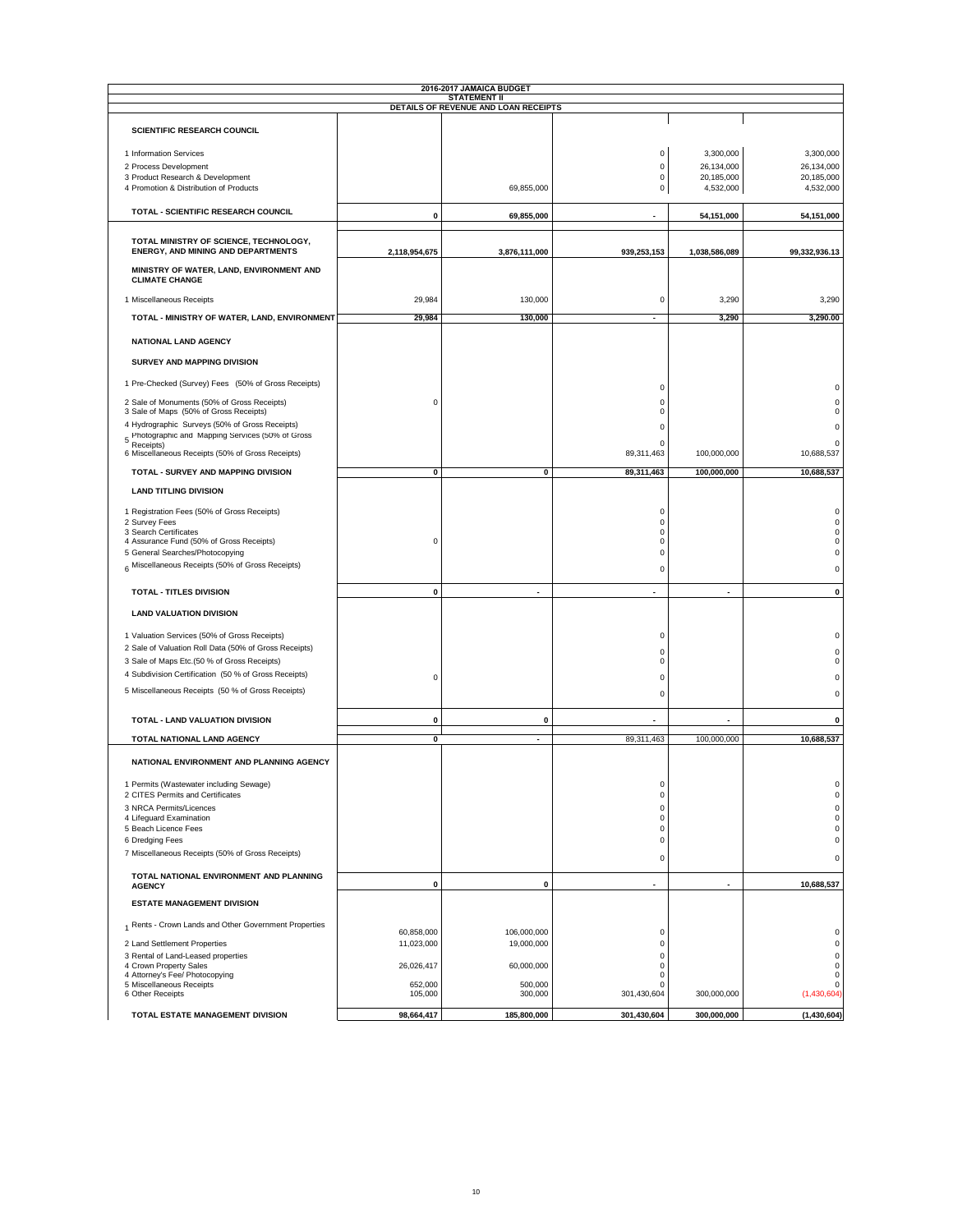**2016-2017 JAMAICA BUDGET**

**STATEMENT II**

**DETAILS OF REVENUE AND LOAN RECEIPTS**

| | | | | | |
|---|---|---|---|---|---|
| **SCIENTIFIC RESEARCH COUNCIL** | | | | | |
| 1 Information Services | | | 0 | 3,300,000 | 3,300,000 |
| 2 Process Development | | | 0 | 26,134,000 | 26,134,000 |
| 3 Product Research & Development | | | 0 | 20,185,000 | 20,185,000 |
| 4 Promotion & Distribution of Products | | 69,855,000 | 0 | 4,532,000 | 4,532,000 |
| **TOTAL - SCIENTIFIC RESEARCH COUNCIL** | **0** | **69,855,000** | **-** | **54,151,000** | **54,151,000** |
| **TOTAL MINISTRY OF SCIENCE, TECHNOLOGY, ENERGY, AND MINING AND DEPARTMENTS** | **2,118,954,675** | **3,876,111,000** | **939,253,153** | **1,038,586,089** | **99,332,936.13** |
| **MINISTRY OF WATER, LAND, ENVIRONMENT AND CLIMATE CHANGE** | | | | | |
| 1 Miscellaneous Receipts | 29,984 | 130,000 | 0 | 3,290 | 3,290 |
| **TOTAL - MINISTRY OF WATER, LAND, ENVIRONMENT** | **29,984** | **130,000** | **-** | **3,290** | **3,290.00** |
| **NATIONAL LAND AGENCY** | | | | | |
| **SURVEY AND MAPPING DIVISION** | | | | | |
| 1 Pre-Checked (Survey) Fees (50% of Gross Receipts) | | | 0 | | 0 |
| 2 Sale of Monuments (50% of Gross Receipts) | 0 | | 0 | | 0 |
| 3 Sale of Maps (50% of Gross Receipts) | | | 0 | | 0 |
| 4 Hydrographic Surveys (50% of Gross Receipts) | | | 0 | | 0 |
| 5 Photographic and Mapping Services (50% of Gross Receipts) | | | 0 | | 0 |
| 6 Miscellaneous Receipts (50% of Gross Receipts) | | | 89,311,463 | 100,000,000 | 10,688,537 |
| **TOTAL - SURVEY AND MAPPING DIVISION** | **0** | **0** | **89,311,463** | **100,000,000** | **10,688,537** |
| **LAND TITLING DIVISION** | | | | | |
| 1 Registration Fees (50% of Gross Receipts) | | | 0 | | 0 |
| 2 Survey Fees | | | 0 | | 0 |
| 3 Search Certificates | | | 0 | | 0 |
| 4 Assurance Fund (50% of Gross Receipts) | 0 | | 0 | | 0 |
| 5 General Searches/Photocopying | | | 0 | | 0 |
| 6 Miscellaneous Receipts (50% of Gross Receipts) | | | 0 | | 0 |
| **TOTAL - TITLES DIVISION** | **0** | **-** | **-** | **-** | **0** |
| **LAND VALUATION DIVISION** | | | | | |
| 1 Valuation Services (50% of Gross Receipts) | | | 0 | | 0 |
| 2 Sale of Valuation Roll Data (50% of Gross Receipts) | | | 0 | | 0 |
| 3 Sale of Maps Etc.(50 % of Gross Receipts) | | | 0 | | 0 |
| 4 Subdivision Certification (50 % of Gross Receipts) | 0 | | 0 | | 0 |
| 5 Miscellaneous Receipts (50 % of Gross Receipts) | | | 0 | | 0 |
| **TOTAL - LAND VALUATION DIVISION** | **0** | **0** | **-** | **-** | **0** |
| **TOTAL NATIONAL LAND AGENCY** | **0** | **-** | 89,311,463 | 100,000,000 | **10,688,537** |
| **NATIONAL ENVIRONMENT AND PLANNING AGENCY** | | | | | |
| 1 Permits (Wastewater including Sewage) | | | 0 | | 0 |
| 2 CITES Permits and Certificates | | | 0 | | 0 |
| 3 NRCA Permits/Licences | | | 0 | | 0 |
| 4 Lifeguard Examination | | | 0 | | 0 |
| 5 Beach Licence Fees | | | 0 | | 0 |
| 6 Dredging Fees | | | 0 | | 0 |
| 7 Miscellaneous Receipts (50% of Gross Receipts) | | | 0 | | 0 |
| **TOTAL NATIONAL ENVIRONMENT AND PLANNING AGENCY** | **0** | **0** | **-** | **-** | **10,688,537** |
| **ESTATE MANAGEMENT DIVISION** | | | | | |
| 1 Rents - Crown Lands and Other Government Properties | 60,858,000 | 106,000,000 | 0 | | 0 |
| 2 Land Settlement Properties | 11,023,000 | 19,000,000 | 0 | | 0 |
| 3 Rental of Land-Leased properties | | | 0 | | 0 |
| 4 Crown Property Sales | 26,026,417 | 60,000,000 | 0 | | 0 |
| 4 Attorney's Fee/ Photocopying | | | 0 | | 0 |
| 5 Miscellaneous Receipts | 652,000 | 500,000 | 0 | | 0 |
| 6 Other Receipts | 105,000 | 300,000 | 301,430,604 | 300,000,000 | (1,430,604) |
| **TOTAL ESTATE MANAGEMENT DIVISION** | **98,664,417** | **185,800,000** | **301,430,604** | **300,000,000** | **(1,430,604)** |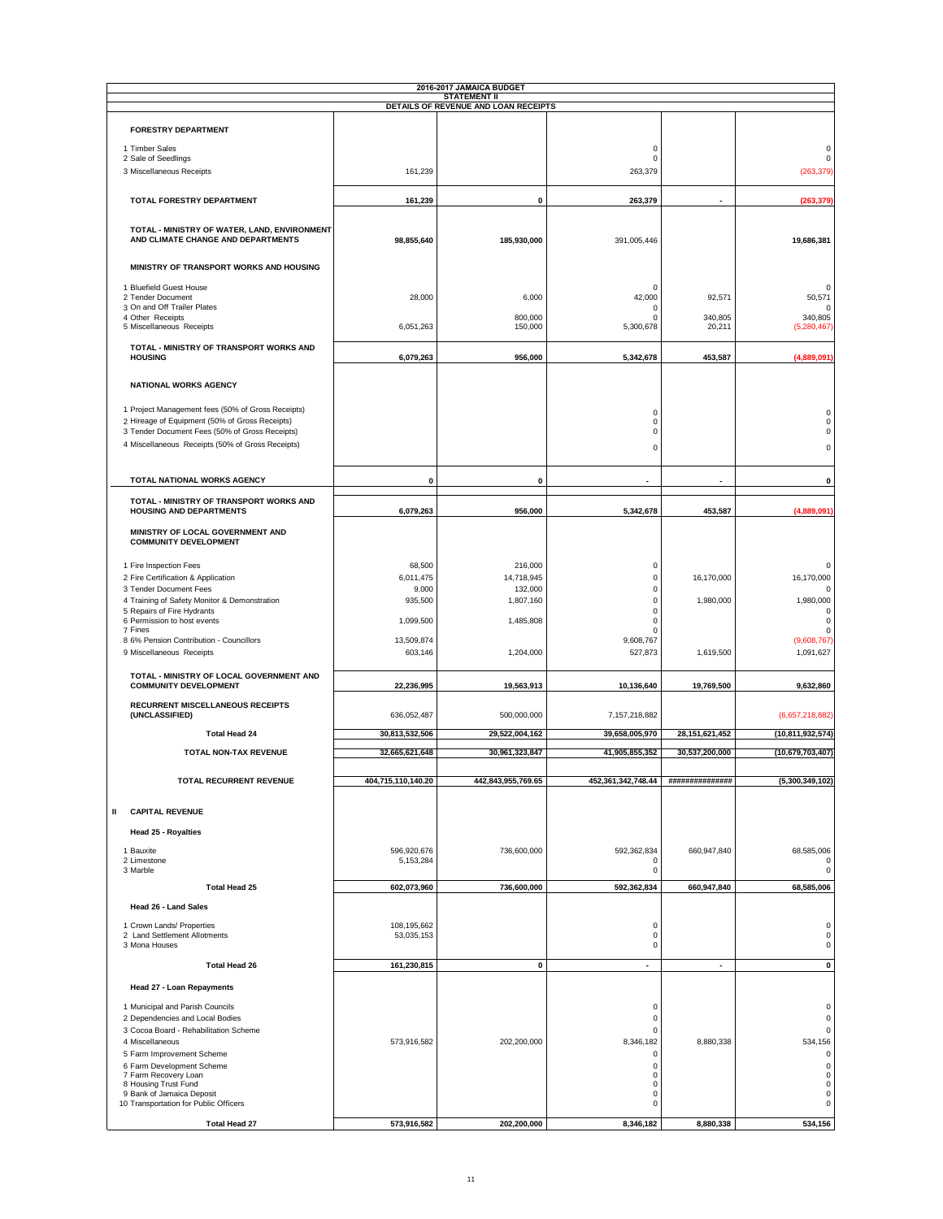**2016-2017 JAMAICA BUDGET**
**STATEMENT II**
**DETAILS OF REVENUE AND LOAN RECEIPTS**

| | | | | | |
|---|---|---|---|---|---|
| **FORESTRY DEPARTMENT** | | | | | |
| 1 Timber Sales | | | 0 | | 0 |
| 2 Sale of Seedlings | | | 0 | | 0 |
| 3 Miscellaneous Receipts | 161,239 | | 263,379 | | (263,379) |
| **TOTAL FORESTRY DEPARTMENT** | **161,239** | **0** | **263,379** | **-** | **(263,379)** |
| **TOTAL - MINISTRY OF WATER, LAND, ENVIRONMENT AND CLIMATE CHANGE AND DEPARTMENTS** | **98,855,640** | **185,930,000** | 391,005,446 | | **19,686,381** |
| **MINISTRY OF TRANSPORT WORKS AND HOUSING** | | | | | |
| 1 Bluefield Guest House | | | 0 | | 0 |
| 2 Tender Document | 28,000 | 6,000 | 42,000 | 92,571 | 50,571 |
| 3 On and Off Trailer Plates | | | 0 | | 0 |
| 4 Other Receipts | | 800,000 | 0 | 340,805 | 340,805 |
| 5 Miscellaneous Receipts | 6,051,263 | 150,000 | 5,300,678 | 20,211 | (5,280,467) |
| **TOTAL - MINISTRY OF TRANSPORT WORKS AND HOUSING** | **6,079,263** | **956,000** | **5,342,678** | **453,587** | **(4,889,091)** |
| **NATIONAL WORKS AGENCY** | | | | | |
| 1 Project Management fees (50% of Gross Receipts) | | | 0 | | 0 |
| 2 Hireage of Equipment (50% of Gross Receipts) | | | 0 | | 0 |
| 3 Tender Document Fees (50% of Gross Receipts) | | | 0 | | 0 |
| 4 Miscellaneous Receipts (50% of Gross Receipts) | | | 0 | | 0 |
| **TOTAL NATIONAL WORKS AGENCY** | **0** | **0** | **-** | **-** | **0** |
| **TOTAL - MINISTRY OF TRANSPORT WORKS AND HOUSING AND DEPARTMENTS** | **6,079,263** | **956,000** | **5,342,678** | **453,587** | **(4,889,091)** |
| **MINISTRY OF LOCAL GOVERNMENT AND COMMUNITY DEVELOPMENT** | | | | | |
| 1 Fire Inspection Fees | 68,500 | 216,000 | 0 | | 0 |
| 2 Fire Certification & Application | 6,011,475 | 14,718,945 | 0 | 16,170,000 | 16,170,000 |
| 3 Tender Document Fees | 9,000 | 132,000 | 0 | | 0 |
| 4 Training of Safety Monitor & Demonstration | 935,500 | 1,807,160 | 0 | 1,980,000 | 1,980,000 |
| 5 Repairs of Fire Hydrants | | | 0 | | 0 |
| 6 Permission to host events | 1,099,500 | 1,485,808 | 0 | | 0 |
| 7 Fines | | | 0 | | 0 |
| 8 6% Pension Contribution - Councillors | 13,509,874 | | 9,608,767 | | (9,608,767) |
| 9 Miscellaneous Receipts | 603,146 | 1,204,000 | 527,873 | 1,619,500 | 1,091,627 |
| **TOTAL - MINISTRY OF LOCAL GOVERNMENT AND COMMUNITY DEVELOPMENT** | **22,236,995** | **19,563,913** | **10,136,640** | **19,769,500** | **9,632,860** |
| **RECURRENT MISCELLANEOUS RECEIPTS (UNCLASSIFIED)** | 636,052,487 | 500,000,000 | 7,157,218,882 | | (6,657,218,882) |
| **Total Head 24** | **30,813,532,506** | **29,522,004,162** | **39,658,005,970** | **28,151,621,452** | **(10,811,932,574)** |
| **TOTAL NON-TAX REVENUE** | **32,665,621,648** | **30,961,323,847** | **41,905,855,352** | **30,537,200,000** | **(10,679,703,407)** |
| **TOTAL RECURRENT REVENUE** | **404,715,110,140.20** | **442,843,955,769.65** | **452,361,342,748.44** | **###############** | **(5,300,349,102)** |
| **II CAPITAL REVENUE** | | | | | |
| **Head 25 - Royalties** | | | | | |
| 1 Bauxite | 596,920,676 | 736,600,000 | 592,362,834 | 660,947,840 | 68,585,006 |
| 2 Limestone | 5,153,284 | | 0 | | 0 |
| 3 Marble | | | 0 | | 0 |
| **Total Head 25** | **602,073,960** | **736,600,000** | **592,362,834** | **660,947,840** | **68,585,006** |
| **Head 26 - Land Sales** | | | | | |
| 1 Crown Lands/ Properties | 108,195,662 | | 0 | | 0 |
| 2 Land Settlement Allotments | 53,035,153 | | 0 | | 0 |
| 3 Mona Houses | | | 0 | | 0 |
| **Total Head 26** | **161,230,815** | **0** | **-** | **-** | **0** |
| **Head 27 - Loan Repayments** | | | | | |
| 1 Municipal and Parish Councils | | | 0 | | 0 |
| 2 Dependencies and Local Bodies | | | 0 | | 0 |
| 3 Cocoa Board - Rehabilitation Scheme | | | 0 | | 0 |
| 4 Miscellaneous | 573,916,582 | 202,200,000 | 8,346,182 | 8,880,338 | 534,156 |
| 5 Farm Improvement Scheme | | | 0 | | 0 |
| 6 Farm Development Scheme | | | 0 | | 0 |
| 7 Farm Recovery Loan | | | 0 | | 0 |
| 8 Housing Trust Fund | | | 0 | | 0 |
| 9 Bank of Jamaica Deposit | | | 0 | | 0 |
| 10 Transportation for Public Officers | | | 0 | | 0 |
| **Total Head 27** | **573,916,582** | **202,200,000** | **8,346,182** | **8,880,338** | **534,156** |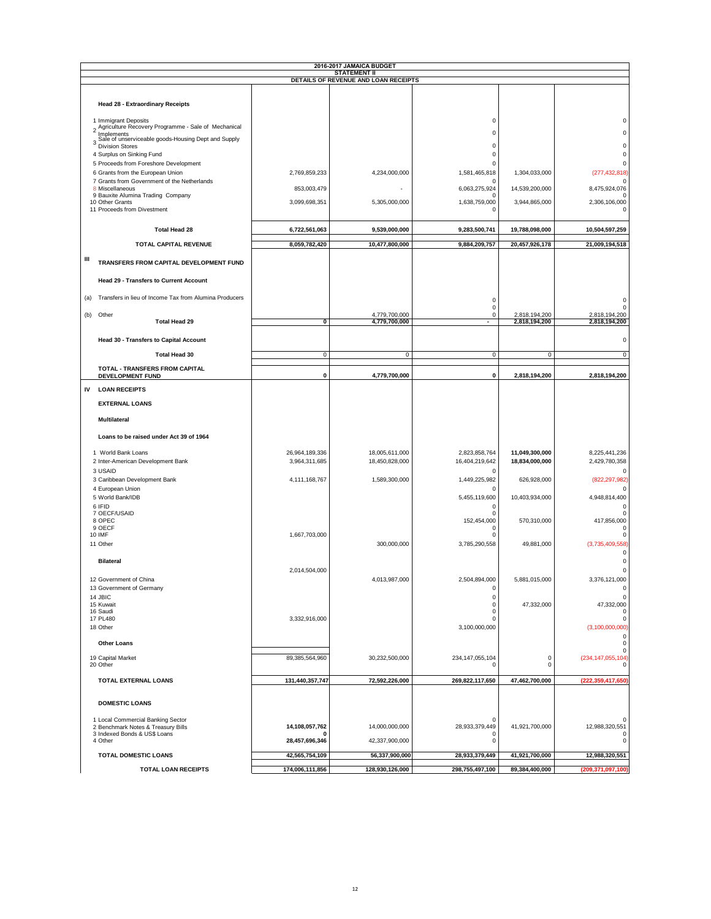# 2016-2017 JAMAICA BUDGET

## STATEMENT II

### DETAILS OF REVENUE AND LOAN RECEIPTS

| | | | | | |
|---|---|---|---|---|---|
| **Head 28 - Extraordinary Receipts** | | | | | |
| 1 Immigrant Deposits | | | 0 | | 0 |
| 2 Agriculture Recovery Programme - Sale of Mechanical Implements | | | 0 | | 0 |
| 3 Sale of unserviceable goods-Housing Dept and Supply Division Stores | | | 0 | | 0 |
| 4 Surplus on Sinking Fund | | | 0 | | 0 |
| 5 Proceeds from Foreshore Development | | | 0 | | 0 |
| 6 Grants from the European Union | 2,769,859,233 | 4,234,000,000 | 1,581,465,818 | 1,304,033,000 | (277,432,818) |
| 7 Grants from Government of the Netherlands | | | 0 | | 0 |
| 8 Miscellaneous | 853,003,479 | - | 6,063,275,924 | 14,539,200,000 | 8,475,924,076 |
| 9 Bauxite Alumina Trading Company | | | 0 | | 0 |
| 10 Other Grants | 3,099,698,351 | 5,305,000,000 | 1,638,759,000 | 3,944,865,000 | 2,306,106,000 |
| 11 Proceeds from Divestment | | | 0 | | 0 |
| **Total Head 28** | **6,722,561,063** | **9,539,000,000** | **9,283,500,741** | **19,788,098,000** | **10,504,597,259** |
| **TOTAL CAPITAL REVENUE** | **8,059,782,420** | **10,477,800,000** | **9,884,209,757** | **20,457,926,178** | **21,009,194,518** |
| **III TRANSFERS FROM CAPITAL DEVELOPMENT FUND** | | | | | |
| **Head 29 - Transfers to Current Account** | | | | | |
| (a) Transfers in lieu of Income Tax from Alumina Producers | | | 0 | | 0 |
| | | | 0 | | 0 |
| (b) Other | | 4,779,700,000 | 0 | 2,818,194,200 | 2,818,194,200 |
| **Total Head 29** | **0** | **4,779,700,000** | **-** | **2,818,194,200** | **2,818,194,200** |
| **Head 30 - Transfers to Capital Account** | | | | | 0 |
| **Total Head 30** | 0 | 0 | 0 | 0 | 0 |
| **TOTAL - TRANSFERS FROM CAPITAL DEVELOPMENT FUND** | **0** | **4,779,700,000** | **0** | **2,818,194,200** | **2,818,194,200** |
| **IV LOAN RECEIPTS** | | | | | |
| **EXTERNAL LOANS** | | | | | |
| **Multilateral** | | | | | |
| **Loans to be raised under Act 39 of 1964** | | | | | |
| 1 World Bank Loans | 26,964,189,336 | 18,005,611,000 | 2,823,858,764 | **11,049,300,000** | 8,225,441,236 |
| 2 Inter-American Development Bank | 3,964,311,685 | 18,450,828,000 | 16,404,219,642 | **18,834,000,000** | 2,429,780,358 |
| 3 USAID | | | 0 | | 0 |
| 3 Caribbean Development Bank | 4,111,168,767 | 1,589,300,000 | 1,449,225,982 | 626,928,000 | (822,297,982) |
| 4 European Union | | | 0 | | 0 |
| 5 World Bank/IDB | | | 5,455,119,600 | 10,403,934,000 | 4,948,814,400 |
| 6 IFID | | | 0 | | 0 |
| 7 OECF/USAID | | | 0 | | 0 |
| 8 OPEC | | | 152,454,000 | 570,310,000 | 417,856,000 |
| 9 OECF | | | 0 | | 0 |
| 10 IMF | 1,667,703,000 | | 0 | | 0 |
| 11 Other | | 300,000,000 | 3,785,290,558 | 49,881,000 | (3,735,409,558) |
| | | | | | 0 |
| **Bilateral** | | | | | 0 |
| | 2,014,504,000 | | | | 0 |
| 12 Government of China | | 4,013,987,000 | 2,504,894,000 | 5,881,015,000 | 3,376,121,000 |
| 13 Government of Germany | | | 0 | | 0 |
| 14 JBIC | | | 0 | | 0 |
| 15 Kuwait | | | 0 | 47,332,000 | 47,332,000 |
| 16 Saudi | | | 0 | | 0 |
| 17 PL480 | 3,332,916,000 | | 0 | | 0 |
| 18 Other | | | 3,100,000,000 | | (3,100,000,000) |
| | | | | | 0 |
| **Other Loans** | | | | | 0 |
| | | | | | 0 |
| 19 Capital Market | 89,385,564,960 | 30,232,500,000 | 234,147,055,104 | 0 | (234,147,055,104) |
| 20 Other | | | 0 | 0 | 0 |
| **TOTAL EXTERNAL LOANS** | **131,440,357,747** | **72,592,226,000** | **269,822,117,650** | **47,462,700,000** | **(222,359,417,650)** |
| **DOMESTIC LOANS** | | | | | |
| 1 Local Commercial Banking Sector | | | 0 | | 0 |
| 2 Benchmark Notes & Treasury Bills | **14,108,057,762** | 14,000,000,000 | 28,933,379,449 | 41,921,700,000 | 12,988,320,551 |
| 3 Indexed Bonds & US$ Loans | **0** | | 0 | | 0 |
| 4 Other | **28,457,696,346** | 42,337,900,000 | 0 | | 0 |
| **TOTAL DOMESTIC LOANS** | **42,565,754,109** | **56,337,900,000** | **28,933,379,449** | **41,921,700,000** | **12,988,320,551** |
| **TOTAL LOAN RECEIPTS** | **174,006,111,856** | **128,930,126,000** | **298,755,497,100** | **89,384,400,000** | **(209,371,097,100)** |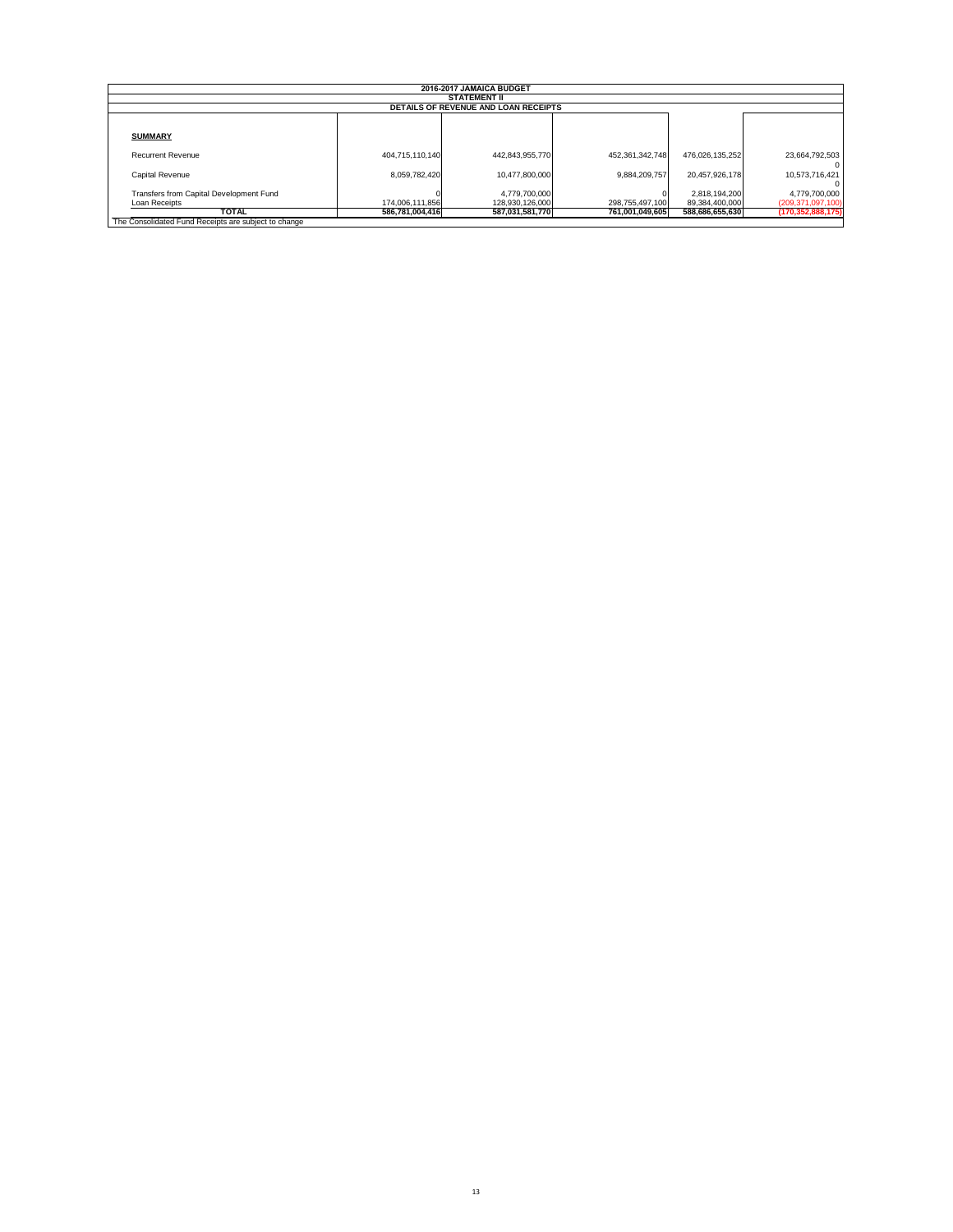| 2016-2017 JAMAICA BUDGET | | | | | |
|---|---|---|---|---|---|
| STATEMENT II | | | | | |
| DETAILS OF REVENUE AND LOAN RECEIPTS | | | | | |
| **SUMMARY** | | | | | |
| Recurrent Revenue | 404,715,110,140 | 442,843,955,770 | 452,361,342,748 | 476,026,135,252 | 23,664,792,503 |
| | | | | | 0 |
| Capital Revenue | 8,059,782,420 | 10,477,800,000 | 9,884,209,757 | 20,457,926,178 | 10,573,716,421 |
| | | | | | 0 |
| Transfers from Capital Development Fund | 0 | 4,779,700,000 | 0 | 2,818,194,200 | 4,779,700,000 |
| Loan Receipts | 174,006,111,856 | 128,930,126,000 | 298,755,497,100 | 89,384,400,000 | (209,371,097,100) |
| **TOTAL** | **586,781,004,416** | **587,031,581,770** | **761,001,049,605** | **588,686,655,630** | **(170,352,888,175)** |

The Consolidated Fund Receipts are subject to change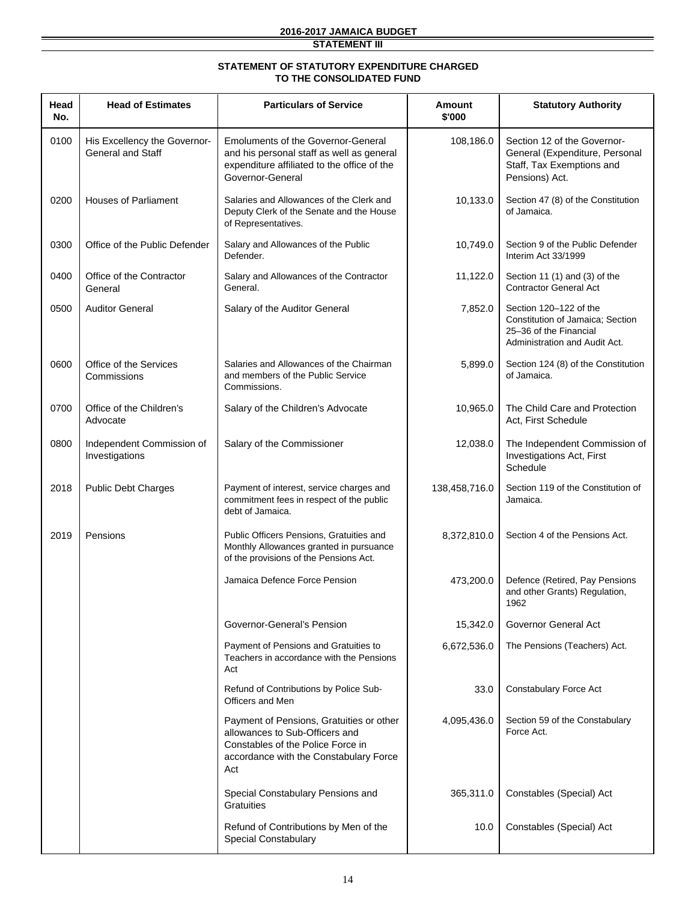**2016-2017 JAMAICA BUDGET**

**STATEMENT III**

## STATEMENT OF STATUTORY EXPENDITURE CHARGED TO THE CONSOLIDATED FUND

| Head No. | Head of Estimates | Particulars of Service | Amount $'000 | Statutory Authority |
|---|---|---|---|---|
| 0100 | His Excellency the Governor-General and Staff | Emoluments of the Governor-General and his personal staff as well as general expenditure affiliated to the office of the Governor-General | 108,186.0 | Section 12 of the Governor-General (Expenditure, Personal Staff, Tax Exemptions and Pensions) Act. |
| 0200 | Houses of Parliament | Salaries and Allowances of the Clerk and Deputy Clerk of the Senate and the House of Representatives. | 10,133.0 | Section 47 (8) of the Constitution of Jamaica. |
| 0300 | Office of the Public Defender | Salary and Allowances of the Public Defender. | 10,749.0 | Section 9 of the Public Defender Interim Act 33/1999 |
| 0400 | Office of the Contractor General | Salary and Allowances of the Contractor General. | 11,122.0 | Section 11 (1) and (3) of the Contractor General Act |
| 0500 | Auditor General | Salary of the Auditor General | 7,852.0 | Section 120–122 of the Constitution of Jamaica; Section 25–36 of the Financial Administration and Audit Act. |
| 0600 | Office of the Services Commissions | Salaries and Allowances of the Chairman and members of the Public Service Commissions. | 5,899.0 | Section 124 (8) of the Constitution of Jamaica. |
| 0700 | Office of the Children's Advocate | Salary of the Children's Advocate | 10,965.0 | The Child Care and Protection Act, First Schedule |
| 0800 | Independent Commission of Investigations | Salary of the Commissioner | 12,038.0 | The Independent Commission of Investigations Act, First Schedule |
| 2018 | Public Debt Charges | Payment of interest, service charges and commitment fees in respect of the public debt of Jamaica. | 138,458,716.0 | Section 119 of the Constitution of Jamaica. |
| 2019 | Pensions | Public Officers Pensions, Gratuities and Monthly Allowances granted in pursuance of the provisions of the Pensions Act. | 8,372,810.0 | Section 4 of the Pensions Act. |
| | | Jamaica Defence Force Pension | 473,200.0 | Defence (Retired, Pay Pensions and other Grants) Regulation, 1962 |
| | | Governor-General's Pension | 15,342.0 | Governor General Act |
| | | Payment of Pensions and Gratuities to Teachers in accordance with the Pensions Act | 6,672,536.0 | The Pensions (Teachers) Act. |
| | | Refund of Contributions by Police Sub-Officers and Men | 33.0 | Constabulary Force Act |
| | | Payment of Pensions, Gratuities or other allowances to Sub-Officers and Constables of the Police Force in accordance with the Constabulary Force Act | 4,095,436.0 | Section 59 of the Constabulary Force Act. |
| | | Special Constabulary Pensions and Gratuities | 365,311.0 | Constables (Special) Act |
| | | Refund of Contributions by Men of the Special Constabulary | 10.0 | Constables (Special) Act |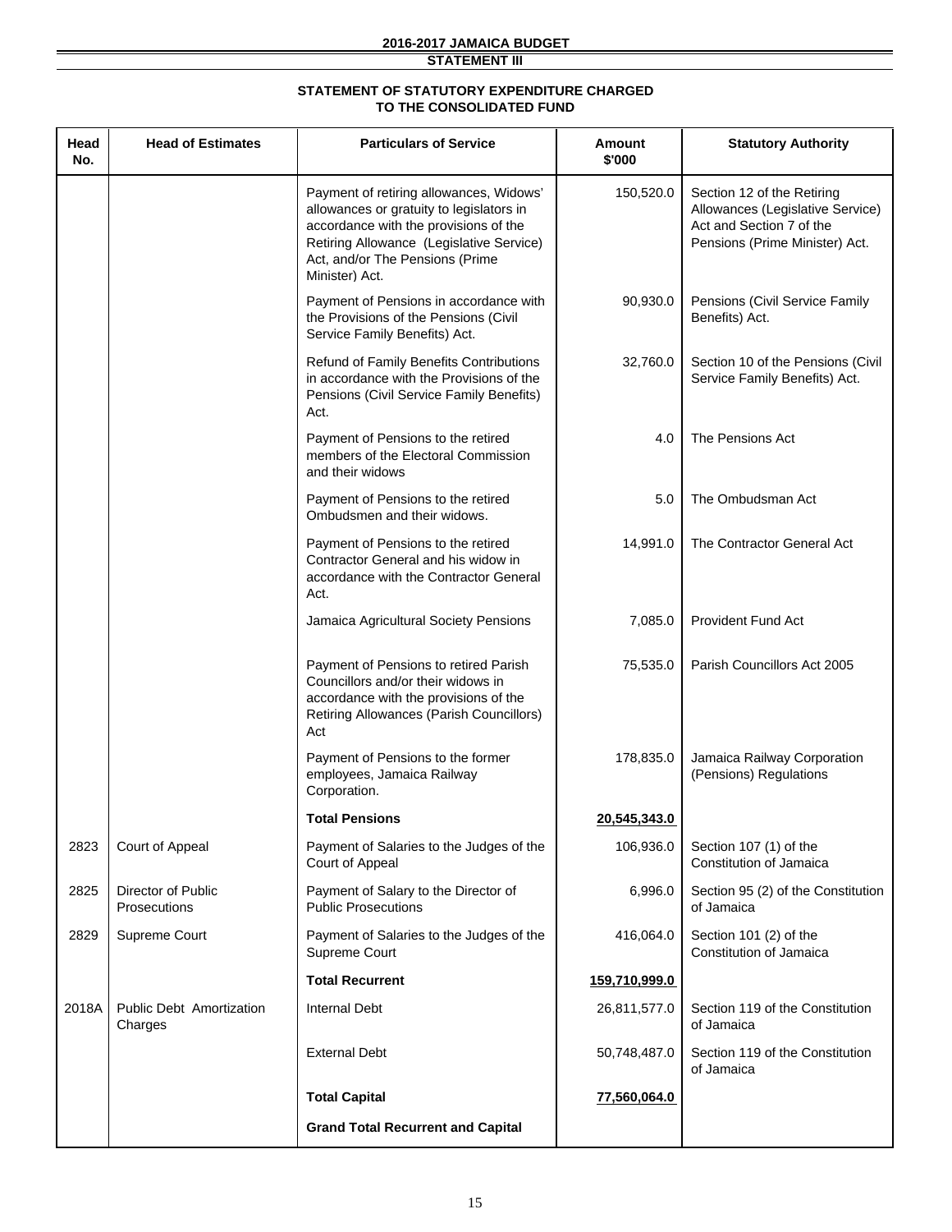**2016-2017 JAMAICA BUDGET**

**STATEMENT III**

## STATEMENT OF STATUTORY EXPENDITURE CHARGED TO THE CONSOLIDATED FUND

| Head No. | Head of Estimates | Particulars of Service | Amount $'000 | Statutory Authority |
|---|---|---|---|---|
| | | Payment of retiring allowances, Widows' allowances or gratuity to legislators in accordance with the provisions of the Retiring Allowance (Legislative Service) Act, and/or The Pensions (Prime Minister) Act. | 150,520.0 | Section 12 of the Retiring Allowances (Legislative Service) Act and Section 7 of the Pensions (Prime Minister) Act. |
| | | Payment of Pensions in accordance with the Provisions of the Pensions (Civil Service Family Benefits) Act. | 90,930.0 | Pensions (Civil Service Family Benefits) Act. |
| | | Refund of Family Benefits Contributions in accordance with the Provisions of the Pensions (Civil Service Family Benefits) Act. | 32,760.0 | Section 10 of the Pensions (Civil Service Family Benefits) Act. |
| | | Payment of Pensions to the retired members of the Electoral Commission and their widows | 4.0 | The Pensions Act |
| | | Payment of Pensions to the retired Ombudsmen and their widows. | 5.0 | The Ombudsman Act |
| | | Payment of Pensions to the retired Contractor General and his widow in accordance with the Contractor General Act. | 14,991.0 | The Contractor General Act |
| | | Jamaica Agricultural Society Pensions | 7,085.0 | Provident Fund Act |
| | | Payment of Pensions to retired Parish Councillors and/or their widows in accordance with the provisions of the Retiring Allowances (Parish Councillors) Act | 75,535.0 | Parish Councillors Act 2005 |
| | | Payment of Pensions to the former employees, Jamaica Railway Corporation. | 178,835.0 | Jamaica Railway Corporation (Pensions) Regulations |
| | | **Total Pensions** | **20,545,343.0** | |
| 2823 | Court of Appeal | Payment of Salaries to the Judges of the Court of Appeal | 106,936.0 | Section 107 (1) of the Constitution of Jamaica |
| 2825 | Director of Public Prosecutions | Payment of Salary to the Director of Public Prosecutions | 6,996.0 | Section 95 (2) of the Constitution of Jamaica |
| 2829 | Supreme Court | Payment of Salaries to the Judges of the Supreme Court | 416,064.0 | Section 101 (2) of the Constitution of Jamaica |
| | | **Total Recurrent** | **159,710,999.0** | |
| 2018A | Public Debt Amortization Charges | Internal Debt | 26,811,577.0 | Section 119 of the Constitution of Jamaica |
| | | External Debt | 50,748,487.0 | Section 119 of the Constitution of Jamaica |
| | | **Total Capital** | **77,560,064.0** | |
| | | **Grand Total Recurrent and Capital** | | |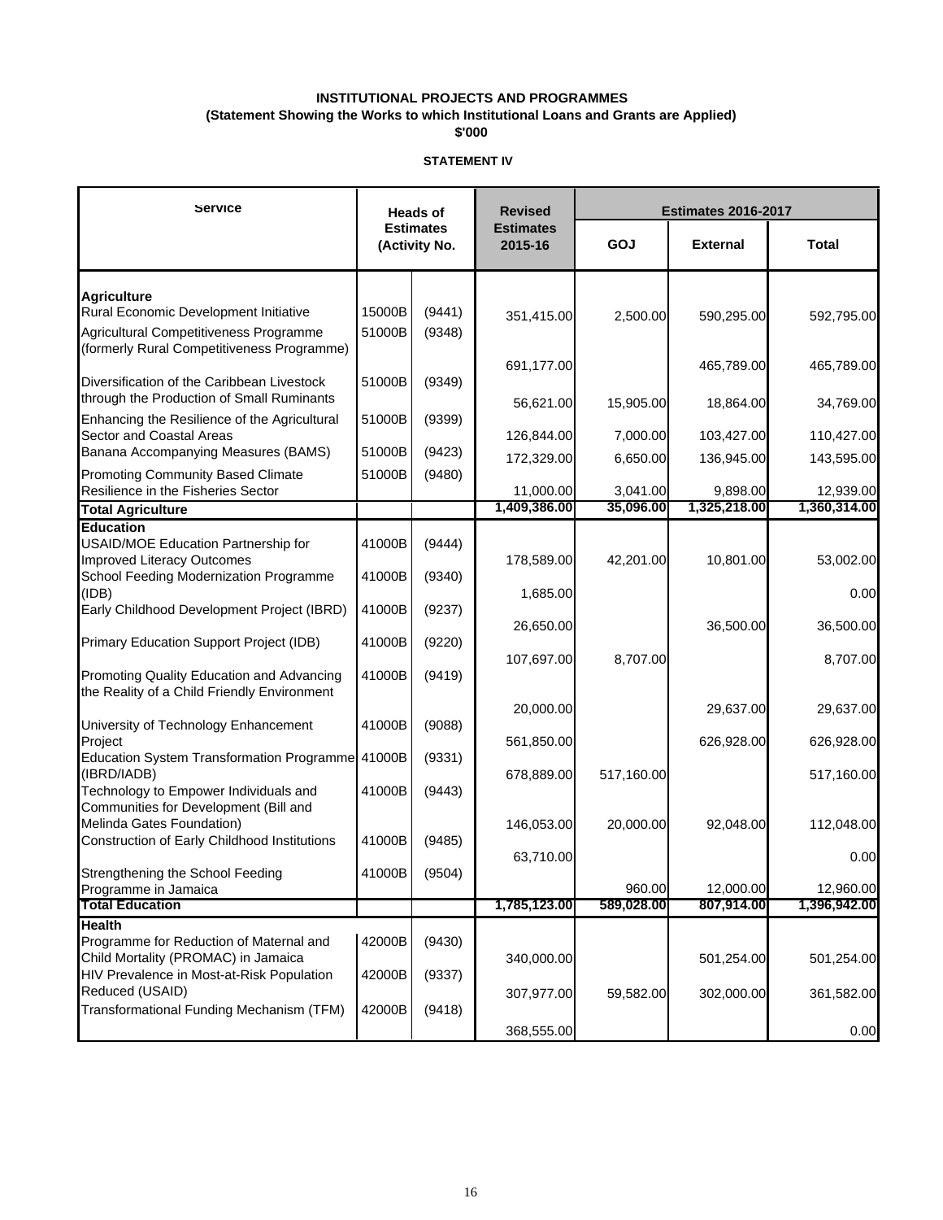**INSTITUTIONAL PROJECTS AND PROGRAMMES**
**(Statement Showing the Works to which Institutional Loans and Grants are Applied)**
**$'000**

**STATEMENT IV**

| Service | Heads of Estimates (Activity No. | | Revised Estimates 2015-16 | Estimates 2016-2017 | | |
|---|---|---|---|---|---|---|
| | | | | GOJ | External | Total |
| **Agriculture** | | | | | | |
| Rural Economic Development Initiative | 15000B | (9441) | 351,415.00 | 2,500.00 | 590,295.00 | 592,795.00 |
| Agricultural Competitiveness Programme (formerly Rural Competitiveness Programme) | 51000B | (9348) | 691,177.00 | | 465,789.00 | 465,789.00 |
| Diversification of the Caribbean Livestock through the Production of Small Ruminants | 51000B | (9349) | 56,621.00 | 15,905.00 | 18,864.00 | 34,769.00 |
| Enhancing the Resilience of the Agricultural Sector and Coastal Areas | 51000B | (9399) | 126,844.00 | 7,000.00 | 103,427.00 | 110,427.00 |
| Banana Accompanying Measures (BAMS) | 51000B | (9423) | 172,329.00 | 6,650.00 | 136,945.00 | 143,595.00 |
| Promoting Community Based Climate Resilience in the Fisheries Sector | 51000B | (9480) | 11,000.00 | 3,041.00 | 9,898.00 | 12,939.00 |
| **Total Agriculture** | | | **1,409,386.00** | **35,096.00** | **1,325,218.00** | **1,360,314.00** |
| **Education** | | | | | | |
| USAID/MOE Education Partnership for Improved Literacy Outcomes | 41000B | (9444) | 178,589.00 | 42,201.00 | 10,801.00 | 53,002.00 |
| School Feeding Modernization Programme (IDB) | 41000B | (9340) | 1,685.00 | | | 0.00 |
| Early Childhood Development Project (IBRD) | 41000B | (9237) | 26,650.00 | | 36,500.00 | 36,500.00 |
| Primary Education Support Project (IDB) | 41000B | (9220) | 107,697.00 | 8,707.00 | | 8,707.00 |
| Promoting Quality Education and Advancing the Reality of a Child Friendly Environment | 41000B | (9419) | 20,000.00 | | 29,637.00 | 29,637.00 |
| University of Technology Enhancement Project | 41000B | (9088) | 561,850.00 | | 626,928.00 | 626,928.00 |
| Education System Transformation Programme (IBRD/IADB) | 41000B | (9331) | 678,889.00 | 517,160.00 | | 517,160.00 |
| Technology to Empower Individuals and Communities for Development (Bill and Melinda Gates Foundation) | 41000B | (9443) | 146,053.00 | 20,000.00 | 92,048.00 | 112,048.00 |
| Construction of Early Childhood Institutions | 41000B | (9485) | 63,710.00 | | | 0.00 |
| Strengthening the School Feeding Programme in Jamaica | 41000B | (9504) | | 960.00 | 12,000.00 | 12,960.00 |
| **Total Education** | | | **1,785,123.00** | **589,028.00** | **807,914.00** | **1,396,942.00** |
| **Health** | | | | | | |
| Programme for Reduction of Maternal and Child Mortality (PROMAC) in Jamaica | 42000B | (9430) | 340,000.00 | | 501,254.00 | 501,254.00 |
| HIV Prevalence in Most-at-Risk Population Reduced (USAID) | 42000B | (9337) | 307,977.00 | 59,582.00 | 302,000.00 | 361,582.00 |
| Transformational Funding Mechanism (TFM) | 42000B | (9418) | 368,555.00 | | | 0.00 |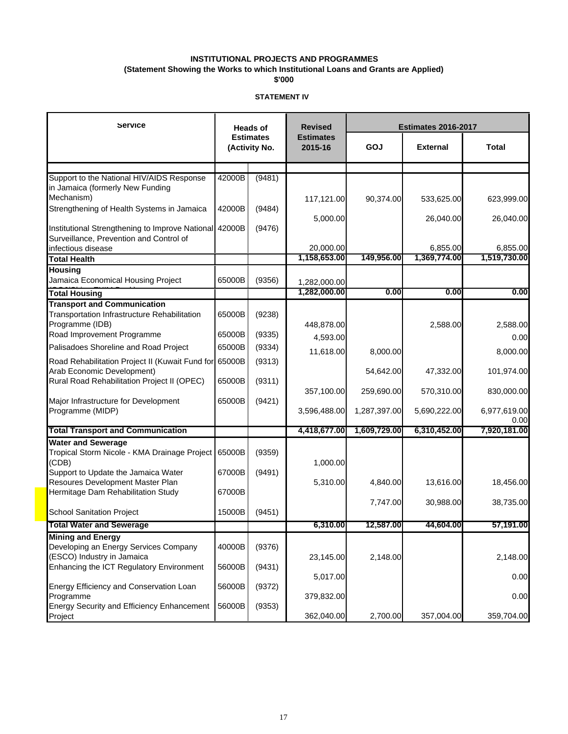**INSTITUTIONAL PROJECTS AND PROGRAMMES**
**(Statement Showing the Works to which Institutional Loans and Grants are Applied)**
**$'000**

**STATEMENT IV**

| Service | Heads of Estimates (Activity No. | | Revised Estimates 2015-16 | Estimates 2016-2017 | | |
|---|---|---|---|---|---|---|
| | | | | GOJ | External | Total |
| Support to the National HIV/AIDS Response in Jamaica (formerly New Funding Mechanism) | 42000B | (9481) | 117,121.00 | 90,374.00 | 533,625.00 | 623,999.00 |
| Strengthening of Health Systems in Jamaica | 42000B | (9484) | 5,000.00 | | 26,040.00 | 26,040.00 |
| Institutional Strengthening to Improve National Surveillance, Prevention and Control of infectious disease | 42000B | (9476) | 20,000.00 | | 6,855.00 | 6,855.00 |
| **Total Health** | | | **1,158,653.00** | **149,956.00** | **1,369,774.00** | **1,519,730.00** |
| **Housing** | | | | | | |
| Jamaica Economical Housing Project | 65000B | (9356) | 1,282,000.00 | | | |
| **Total Housing** | | | **1,282,000.00** | **0.00** | **0.00** | **0.00** |
| **Transport and Communication** | | | | | | |
| Transportation Infrastructure Rehabilitation Programme (IDB) | 65000B | (9238) | 448,878.00 | | 2,588.00 | 2,588.00 |
| Road Improvement Programme | 65000B | (9335) | 4,593.00 | | | 0.00 |
| Palisadoes Shoreline and Road Project | 65000B | (9334) | 11,618.00 | 8,000.00 | | 8,000.00 |
| Road Rehabilitation Project II (Kuwait Fund for Arab Economic Development) | 65000B | (9313) | | 54,642.00 | 47,332.00 | 101,974.00 |
| Rural Road Rehabilitation Project II (OPEC) | 65000B | (9311) | 357,100.00 | 259,690.00 | 570,310.00 | 830,000.00 |
| Major Infrastructure for Development Programme (MIDP) | 65000B | (9421) | 3,596,488.00 | 1,287,397.00 | 5,690,222.00 | 6,977,619.00<br>0.00 |
| **Total Transport and Communication** | | | **4,418,677.00** | **1,609,729.00** | **6,310,452.00** | **7,920,181.00** |
| **Water and Sewerage** | | | | | | |
| Tropical Storm Nicole - KMA Drainage Project (CDB) | 65000B | (9359) | 1,000.00 | | | |
| Support to Update the Jamaica Water Resoures Development Master Plan | 67000B | (9491) | 5,310.00 | 4,840.00 | 13,616.00 | 18,456.00 |
| Hermitage Dam Rehabilitation Study | 67000B | | | 7,747.00 | 30,988.00 | 38,735.00 |
| School Sanitation Project | 15000B | (9451) | | | | |
| **Total Water and Sewerage** | | | **6,310.00** | **12,587.00** | **44,604.00** | **57,191.00** |
| **Mining and Energy** | | | | | | |
| Developing an Energy Services Company (ESCO) Industry in Jamaica | 40000B | (9376) | 23,145.00 | 2,148.00 | | 2,148.00 |
| Enhancing the ICT Regulatory Environment | 56000B | (9431) | 5,017.00 | | | 0.00 |
| Energy Efficiency and Conservation Loan Programme | 56000B | (9372) | 379,832.00 | | | 0.00 |
| Energy Security and Efficiency Enhancement Project | 56000B | (9353) | 362,040.00 | 2,700.00 | 357,004.00 | 359,704.00 |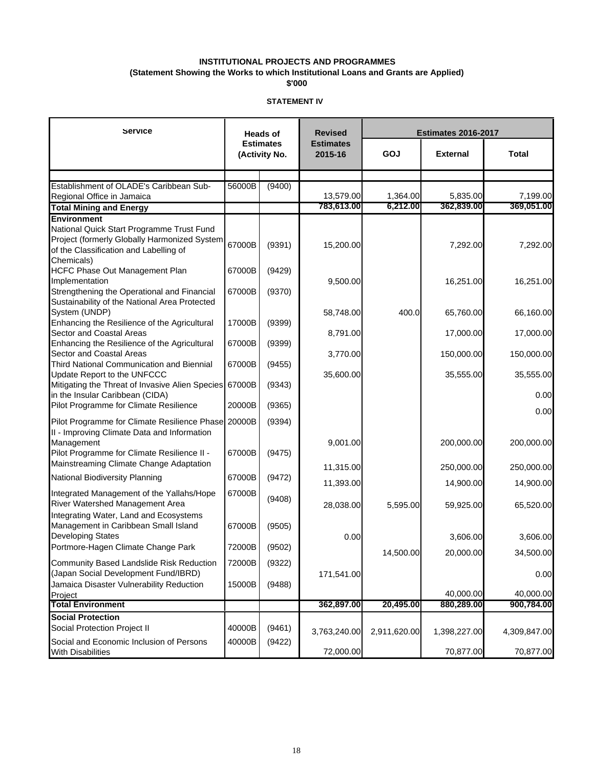**INSTITUTIONAL PROJECTS AND PROGRAMMES**
**(Statement Showing the Works to which Institutional Loans and Grants are Applied)**
**$'000**

**STATEMENT IV**

| Service | Heads of Estimates (Activity No. | | Revised Estimates 2015-16 | Estimates 2016-2017 | | |
|---|---|---|---|---|---|---|
| | | | | GOJ | External | Total |
| Establishment of OLADE's Caribbean Sub-Regional Office in Jamaica | 56000B | (9400) | 13,579.00 | 1,364.00 | 5,835.00 | 7,199.00 |
| **Total Mining and Energy** | | | **783,613.00** | **6,212.00** | **362,839.00** | **369,051.00** |
| **Environment** | | | | | | |
| National Quick Start Programme Trust Fund Project (formerly Globally Harmonized System of the Classification and Labelling of Chemicals) | 67000B | (9391) | 15,200.00 | | 7,292.00 | 7,292.00 |
| HCFC Phase Out Management Plan Implementation | 67000B | (9429) | 9,500.00 | | 16,251.00 | 16,251.00 |
| Strengthening the Operational and Financial Sustainability of the National Area Protected System (UNDP) | 67000B | (9370) | 58,748.00 | 400.0 | 65,760.00 | 66,160.00 |
| Enhancing the Resilience of the Agricultural Sector and Coastal Areas | 17000B | (9399) | 8,791.00 | | 17,000.00 | 17,000.00 |
| Enhancing the Resilience of the Agricultural Sector and Coastal Areas | 67000B | (9399) | 3,770.00 | | 150,000.00 | 150,000.00 |
| Third National Communication and Biennial Update Report to the UNFCCC | 67000B | (9455) | 35,600.00 | | 35,555.00 | 35,555.00 |
| Mitigating the Threat of Invasive Alien Species in the Insular Caribbean (CIDA) | 67000B | (9343) | | | | 0.00 |
| Pilot Programme for Climate Resilience | 20000B | (9365) | | | | 0.00 |
| Pilot Programme for Climate Resilience Phase II - Improving Climate Data and Information Management | 20000B | (9394) | 9,001.00 | | 200,000.00 | 200,000.00 |
| Pilot Programme for Climate Resilience II - Mainstreaming Climate Change Adaptation | 67000B | (9475) | 11,315.00 | | 250,000.00 | 250,000.00 |
| National Biodiversity Planning | 67000B | (9472) | 11,393.00 | | 14,900.00 | 14,900.00 |
| Integrated Management of the Yallahs/Hope River Watershed Management Area | 67000B | (9408) | 28,038.00 | 5,595.00 | 59,925.00 | 65,520.00 |
| Integrating Water, Land and Ecosystems Management in Caribbean Small Island Developing States | 67000B | (9505) | 0.00 | | 3,606.00 | 3,606.00 |
| Portmore-Hagen Climate Change Park | 72000B | (9502) | | 14,500.00 | 20,000.00 | 34,500.00 |
| Community Based Landslide Risk Reduction (Japan Social Development Fund/IBRD) | 72000B | (9322) | 171,541.00 | | | 0.00 |
| Jamaica Disaster Vulnerability Reduction Project | 15000B | (9488) | | | 40,000.00 | 40,000.00 |
| **Total Environment** | | | **362,897.00** | **20,495.00** | **880,289.00** | **900,784.00** |
| **Social Protection** | | | | | | |
| Social Protection Project II | 40000B | (9461) | 3,763,240.00 | 2,911,620.00 | 1,398,227.00 | 4,309,847.00 |
| Social and Economic Inclusion of Persons With Disabilities | 40000B | (9422) | 72,000.00 | | 70,877.00 | 70,877.00 |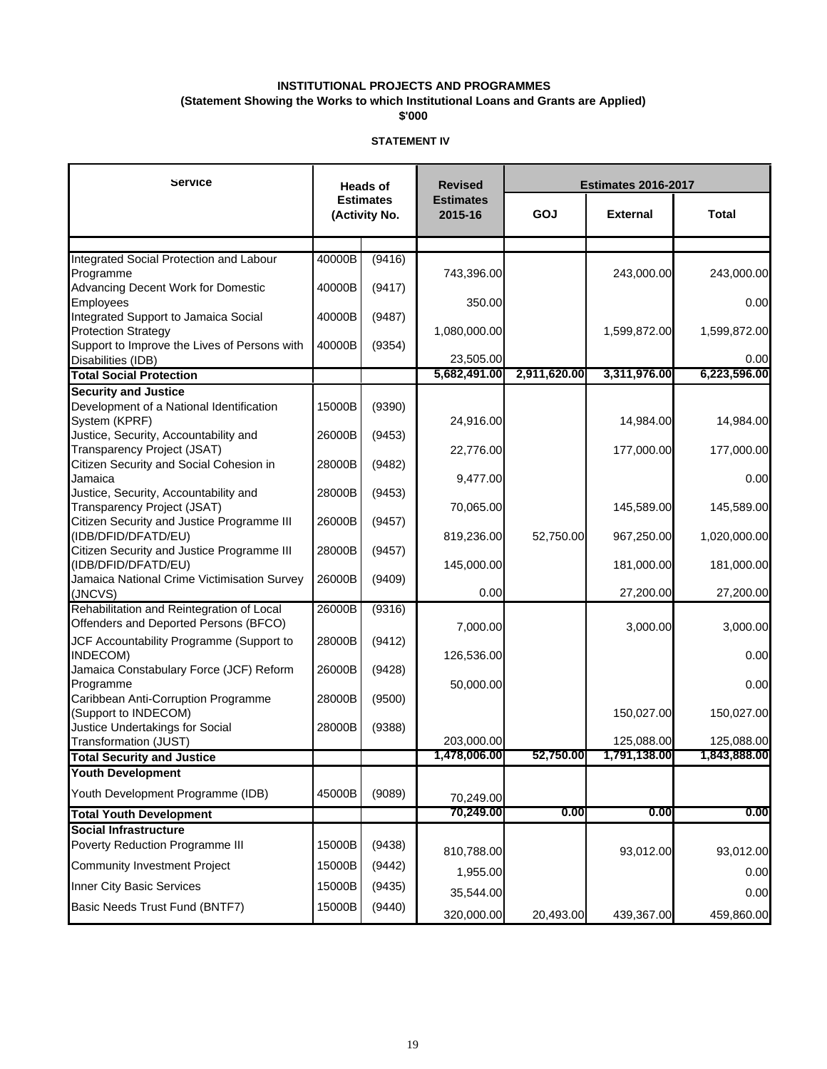**INSTITUTIONAL PROJECTS AND PROGRAMMES**
**(Statement Showing the Works to which Institutional Loans and Grants are Applied)**
**$'000**

**STATEMENT IV**

| Service | Heads of Estimates (Activity No. | | Revised Estimates 2015-16 | Estimates 2016-2017 | | |
|---|---|---|---|---|---|---|
| | | | | GOJ | External | Total |
| Integrated Social Protection and Labour Programme | 40000B | (9416) | 743,396.00 | | 243,000.00 | 243,000.00 |
| Advancing Decent Work for Domestic Employees | 40000B | (9417) | 350.00 | | | 0.00 |
| Integrated Support to Jamaica Social Protection Strategy | 40000B | (9487) | 1,080,000.00 | | 1,599,872.00 | 1,599,872.00 |
| Support to Improve the Lives of Persons with Disabilities (IDB) | 40000B | (9354) | 23,505.00 | | | 0.00 |
| **Total Social Protection** | | | **5,682,491.00** | **2,911,620.00** | **3,311,976.00** | **6,223,596.00** |
| **Security and Justice** | | | | | | |
| Development of a National Identification System (KPRF) | 15000B | (9390) | 24,916.00 | | 14,984.00 | 14,984.00 |
| Justice, Security, Accountability and Transparency Project (JSAT) | 26000B | (9453) | 22,776.00 | | 177,000.00 | 177,000.00 |
| Citizen Security and Social Cohesion in Jamaica | 28000B | (9482) | 9,477.00 | | | 0.00 |
| Justice, Security, Accountability and Transparency Project (JSAT) | 28000B | (9453) | 70,065.00 | | 145,589.00 | 145,589.00 |
| Citizen Security and Justice Programme III (IDB/DFID/DFATD/EU) | 26000B | (9457) | 819,236.00 | 52,750.00 | 967,250.00 | 1,020,000.00 |
| Citizen Security and Justice Programme III (IDB/DFID/DFATD/EU) | 28000B | (9457) | 145,000.00 | | 181,000.00 | 181,000.00 |
| Jamaica National Crime Victimisation Survey (JNCVS) | 26000B | (9409) | 0.00 | | 27,200.00 | 27,200.00 |
| Rehabilitation and Reintegration of Local Offenders and Deported Persons (BFCO) | 26000B | (9316) | 7,000.00 | | 3,000.00 | 3,000.00 |
| JCF Accountability Programme (Support to INDECOM) | 28000B | (9412) | 126,536.00 | | | 0.00 |
| Jamaica Constabulary Force (JCF) Reform Programme | 26000B | (9428) | 50,000.00 | | | 0.00 |
| Caribbean Anti-Corruption Programme (Support to INDECOM) | 28000B | (9500) | | | 150,027.00 | 150,027.00 |
| Justice Undertakings for Social Transformation (JUST) | 28000B | (9388) | 203,000.00 | | 125,088.00 | 125,088.00 |
| **Total Security and Justice** | | | **1,478,006.00** | **52,750.00** | **1,791,138.00** | **1,843,888.00** |
| **Youth Development** | | | | | | |
| Youth Development Programme (IDB) | 45000B | (9089) | 70,249.00 | | | |
| **Total Youth Development** | | | **70,249.00** | **0.00** | **0.00** | **0.00** |
| **Social Infrastructure** | | | | | | |
| Poverty Reduction Programme III | 15000B | (9438) | 810,788.00 | | 93,012.00 | 93,012.00 |
| Community Investment Project | 15000B | (9442) | 1,955.00 | | | 0.00 |
| Inner City Basic Services | 15000B | (9435) | 35,544.00 | | | 0.00 |
| Basic Needs Trust Fund (BNTF7) | 15000B | (9440) | 320,000.00 | 20,493.00 | 439,367.00 | 459,860.00 |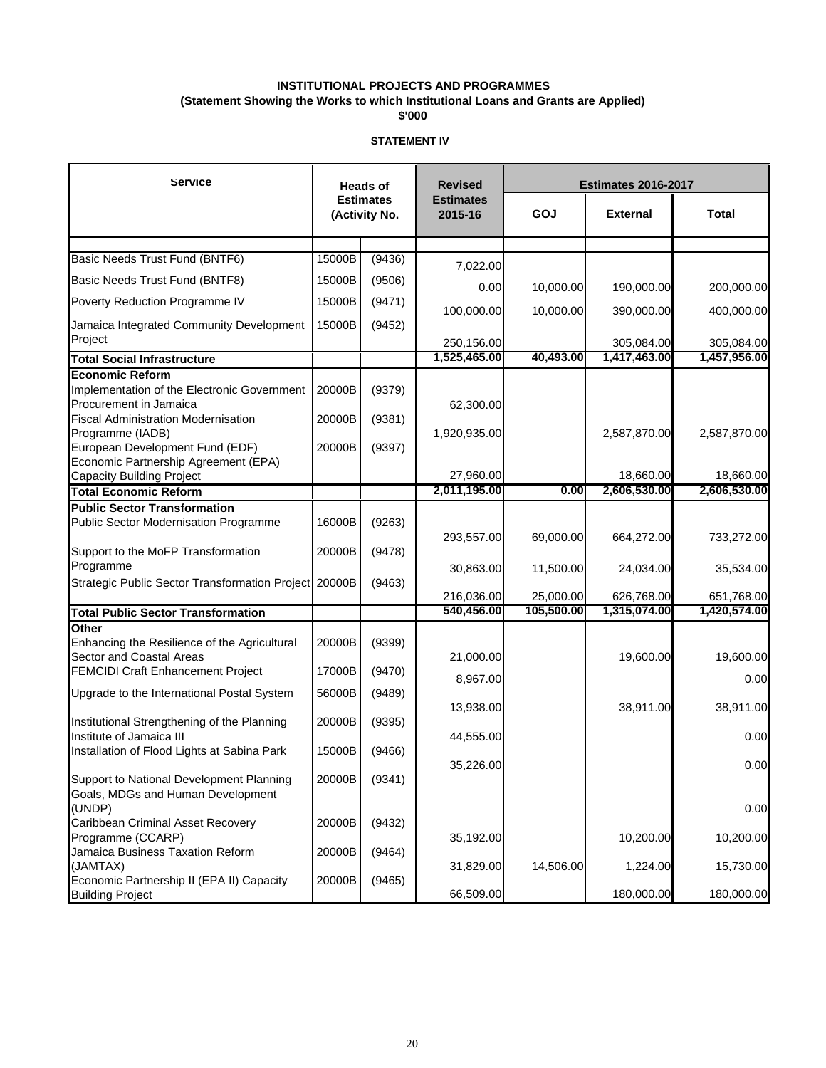**INSTITUTIONAL PROJECTS AND PROGRAMMES**
**(Statement Showing the Works to which Institutional Loans and Grants are Applied)**
**$'000**

**STATEMENT IV**

| Service | Heads of Estimates (Activity No. | | Revised Estimates 2015-16 | Estimates 2016-2017 | | |
|---|---|---|---|---|---|---|
| | | | | GOJ | External | Total |
| Basic Needs Trust Fund (BNTF6) | 15000B | (9436) | 7,022.00 | | | |
| Basic Needs Trust Fund (BNTF8) | 15000B | (9506) | 0.00 | 10,000.00 | 190,000.00 | 200,000.00 |
| Poverty Reduction Programme IV | 15000B | (9471) | 100,000.00 | 10,000.00 | 390,000.00 | 400,000.00 |
| Jamaica Integrated Community Development Project | 15000B | (9452) | 250,156.00 | | 305,084.00 | 305,084.00 |
| **Total Social Infrastructure** | | | **1,525,465.00** | **40,493.00** | **1,417,463.00** | **1,457,956.00** |
| **Economic Reform** | | | | | | |
| Implementation of the Electronic Government Procurement in Jamaica | 20000B | (9379) | 62,300.00 | | | |
| Fiscal Administration Modernisation Programme (IADB) | 20000B | (9381) | 1,920,935.00 | | 2,587,870.00 | 2,587,870.00 |
| European Development Fund (EDF) Economic Partnership Agreement (EPA) Capacity Building Project | 20000B | (9397) | 27,960.00 | | 18,660.00 | 18,660.00 |
| **Total Economic Reform** | | | **2,011,195.00** | **0.00** | **2,606,530.00** | **2,606,530.00** |
| **Public Sector Transformation** | | | | | | |
| Public Sector Modernisation Programme | 16000B | (9263) | 293,557.00 | 69,000.00 | 664,272.00 | 733,272.00 |
| Support to the MoFP Transformation Programme | 20000B | (9478) | 30,863.00 | 11,500.00 | 24,034.00 | 35,534.00 |
| Strategic Public Sector Transformation Project | 20000B | (9463) | 216,036.00 | 25,000.00 | 626,768.00 | 651,768.00 |
| **Total Public Sector Transformation** | | | **540,456.00** | **105,500.00** | **1,315,074.00** | **1,420,574.00** |
| **Other** | | | | | | |
| Enhancing the Resilience of the Agricultural Sector and Coastal Areas | 20000B | (9399) | 21,000.00 | | 19,600.00 | 19,600.00 |
| FEMCIDI Craft Enhancement Project | 17000B | (9470) | 8,967.00 | | | 0.00 |
| Upgrade to the International Postal System | 56000B | (9489) | 13,938.00 | | 38,911.00 | 38,911.00 |
| Institutional Strengthening of the Planning Institute of Jamaica III | 20000B | (9395) | 44,555.00 | | | 0.00 |
| Installation of Flood Lights at Sabina Park | 15000B | (9466) | 35,226.00 | | | 0.00 |
| Support to National Development Planning Goals, MDGs and Human Development (UNDP) | 20000B | (9341) | | | | 0.00 |
| Caribbean Criminal Asset Recovery Programme (CCARP) | 20000B | (9432) | 35,192.00 | | 10,200.00 | 10,200.00 |
| Jamaica Business Taxation Reform (JAMTAX) | 20000B | (9464) | 31,829.00 | 14,506.00 | 1,224.00 | 15,730.00 |
| Economic Partnership II (EPA II) Capacity Building Project | 20000B | (9465) | 66,509.00 | | 180,000.00 | 180,000.00 |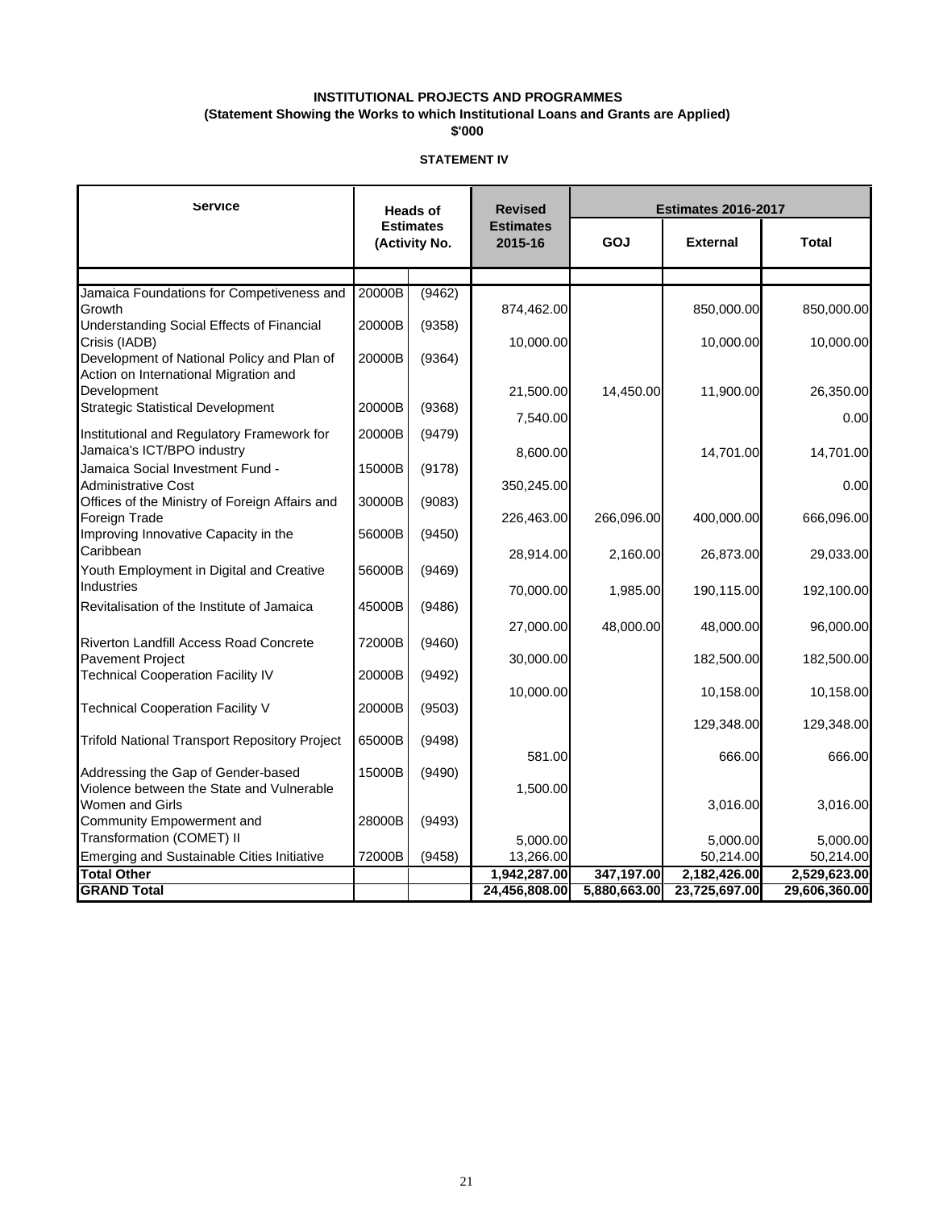**INSTITUTIONAL PROJECTS AND PROGRAMMES**
**(Statement Showing the Works to which Institutional Loans and Grants are Applied)**
**$'000**

**STATEMENT IV**

| Service | Heads of Estimates (Activity No. | | Revised Estimates 2015-16 | Estimates 2016-2017 | | |
|---|---|---|---|---|---|---|
| | | | | GOJ | External | Total |
| Jamaica Foundations for Competiveness and Growth | 20000B | (9462) | 874,462.00 | | 850,000.00 | 850,000.00 |
| Understanding Social Effects of Financial Crisis (IADB) | 20000B | (9358) | 10,000.00 | | 10,000.00 | 10,000.00 |
| Development of National Policy and Plan of Action on International Migration and Development | 20000B | (9364) | 21,500.00 | 14,450.00 | 11,900.00 | 26,350.00 |
| Strategic Statistical Development | 20000B | (9368) | 7,540.00 | | | 0.00 |
| Institutional and Regulatory Framework for Jamaica's ICT/BPO industry | 20000B | (9479) | 8,600.00 | | 14,701.00 | 14,701.00 |
| Jamaica Social Investment Fund - Administrative Cost | 15000B | (9178) | 350,245.00 | | | 0.00 |
| Offices of the Ministry of Foreign Affairs and Foreign Trade | 30000B | (9083) | 226,463.00 | 266,096.00 | 400,000.00 | 666,096.00 |
| Improving Innovative Capacity in the Caribbean | 56000B | (9450) | 28,914.00 | 2,160.00 | 26,873.00 | 29,033.00 |
| Youth Employment in Digital and Creative Industries | 56000B | (9469) | 70,000.00 | 1,985.00 | 190,115.00 | 192,100.00 |
| Revitalisation of the Institute of Jamaica | 45000B | (9486) | 27,000.00 | 48,000.00 | 48,000.00 | 96,000.00 |
| Riverton Landfill Access Road Concrete Pavement Project | 72000B | (9460) | 30,000.00 | | 182,500.00 | 182,500.00 |
| Technical Cooperation Facility IV | 20000B | (9492) | 10,000.00 | | 10,158.00 | 10,158.00 |
| Technical Cooperation Facility V | 20000B | (9503) | | | 129,348.00 | 129,348.00 |
| Trifold National Transport Repository Project | 65000B | (9498) | 581.00 | | 666.00 | 666.00 |
| Addressing the Gap of Gender-based Violence between the State and Vulnerable Women and Girls | 15000B | (9490) | 1,500.00 | | 3,016.00 | 3,016.00 |
| Community Empowerment and Transformation (COMET) II | 28000B | (9493) | 5,000.00 | | 5,000.00 | 5,000.00 |
| Emerging and Sustainable Cities Initiative | 72000B | (9458) | 13,266.00 | | 50,214.00 | 50,214.00 |
| **Total Other** | | | **1,942,287.00** | **347,197.00** | **2,182,426.00** | **2,529,623.00** |
| **GRAND Total** | | | **24,456,808.00** | **5,880,663.00** | **23,725,697.00** | **29,606,360.00** |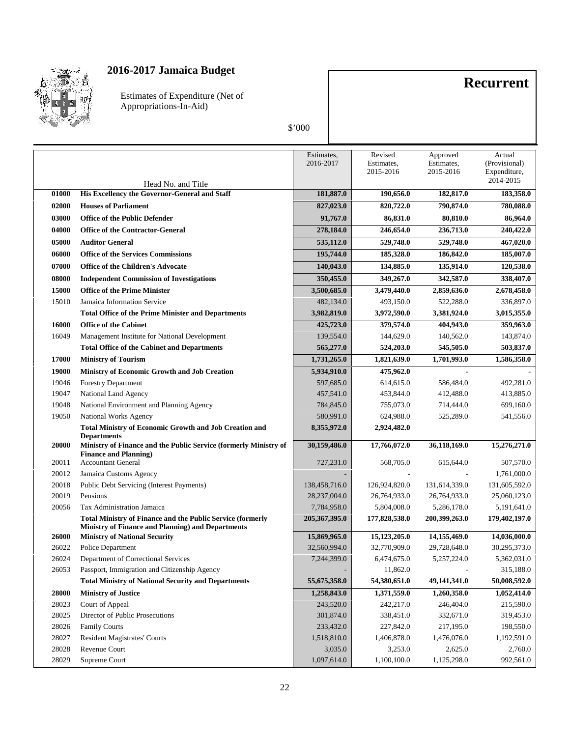# 2016-2017 Jamaica Budget

Estimates of Expenditure (Net of Appropriations-In-Aid)

$'000

**Recurrent**

| | Head No. and Title | Estimates, 2016-2017 | Revised Estimates, 2015-2016 | Approved Estimates, 2015-2016 | Actual (Provisional) Expenditure, 2014-2015 |
|---|---|---|---|---|---|
| **01000** | **His Excellency the Governor-General and Staff** | **181,887.0** | **190,656.0** | **182,817.0** | **183,358.0** |
| **02000** | **Houses of Parliament** | **827,023.0** | **820,722.0** | **790,874.0** | **780,088.0** |
| **03000** | **Office of the Public Defender** | **91,767.0** | **86,831.0** | **80,810.0** | **86,964.0** |
| **04000** | **Office of the Contractor-General** | **278,184.0** | **246,654.0** | **236,713.0** | **240,422.0** |
| **05000** | **Auditor General** | **535,112.0** | **529,748.0** | **529,748.0** | **467,020.0** |
| **06000** | **Office of the Services Commissions** | **195,744.0** | **185,328.0** | **186,842.0** | **185,007.0** |
| **07000** | **Office of the Children's Advocate** | **140,043.0** | **134,885.0** | **135,914.0** | **120,538.0** |
| **08000** | **Independent Commission of Investigations** | **350,455.0** | **349,267.0** | **342,587.0** | **338,407.0** |
| **15000** | **Office of the Prime Minister** | **3,500,685.0** | **3,479,440.0** | **2,859,636.0** | **2,678,458.0** |
| 15010 | Jamaica Information Service | 482,134.0 | 493,150.0 | 522,288.0 | 336,897.0 |
| | **Total Office of the Prime Minister and Departments** | **3,982,819.0** | **3,972,590.0** | **3,381,924.0** | **3,015,355.0** |
| **16000** | **Office of the Cabinet** | **425,723.0** | **379,574.0** | **404,943.0** | **359,963.0** |
| 16049 | Management Institute for National Development | 139,554.0 | 144,629.0 | 140,562.0 | 143,874.0 |
| | **Total Office of the Cabinet and Departments** | **565,277.0** | **524,203.0** | **545,505.0** | **503,837.0** |
| **17000** | **Ministry of Tourism** | **1,731,265.0** | **1,821,639.0** | **1,701,993.0** | **1,586,358.0** |
| **19000** | **Ministry of Economic Growth and Job Creation** | **5,934,910.0** | **475,962.0** | **-** | **-** |
| 19046 | Forestry Department | 597,685.0 | 614,615.0 | 586,484.0 | 492,281.0 |
| 19047 | National Land Agency | 457,541.0 | 453,844.0 | 412,488.0 | 413,885.0 |
| 19048 | National Environment and Planning Agency | 784,845.0 | 755,073.0 | 714,444.0 | 699,160.0 |
| 19050 | National Works Agency | 580,991.0 | 624,988.0 | 525,289.0 | 541,556.0 |
| | **Total Ministry of Economic Growth and Job Creation and Departments** | **8,355,972.0** | **2,924,482.0** | | |
| **20000** | **Ministry of Finance and the Public Service (formerly Ministry of Finance and Planning)** | **30,159,486.0** | **17,766,072.0** | **36,118,169.0** | **15,276,271.0** |
| 20011 | Accountant General | 727,231.0 | 568,705.0 | 615,644.0 | 507,570.0 |
| 20012 | Jamaica Customs Agency | - | - | - | 1,761,000.0 |
| 20018 | Public Debt Servicing (Interest Payments) | 138,458,716.0 | 126,924,820.0 | 131,614,339.0 | 131,605,592.0 |
| 20019 | Pensions | 28,237,004.0 | 26,764,933.0 | 26,764,933.0 | 25,060,123.0 |
| 20056 | Tax Administration Jamaica | 7,784,958.0 | 5,804,008.0 | 5,286,178.0 | 5,191,641.0 |
| | **Total Ministry of Finance and the Public Service (formerly Ministry of Finance and Planning) and Departments** | **205,367,395.0** | **177,828,538.0** | **200,399,263.0** | **179,402,197.0** |
| **26000** | **Ministry of National Security** | **15,869,965.0** | **15,123,205.0** | **14,155,469.0** | **14,036,000.0** |
| 26022 | Police Department | 32,560,994.0 | 32,770,909.0 | 29,728,648.0 | 30,295,373.0 |
| 26024 | Department of Correctional Services | 7,244,399.0 | 6,474,675.0 | 5,257,224.0 | 5,362,031.0 |
| 26053 | Passport, Immigration and Citizenship Agency | - | 11,862.0 | - | 315,188.0 |
| | **Total Ministry of National Security and Departments** | **55,675,358.0** | **54,380,651.0** | **49,141,341.0** | **50,008,592.0** |
| **28000** | **Ministry of Justice** | **1,258,843.0** | **1,371,559.0** | **1,260,358.0** | **1,052,414.0** |
| 28023 | Court of Appeal | 243,520.0 | 242,217.0 | 246,404.0 | 215,590.0 |
| 28025 | Director of Public Prosecutions | 301,874.0 | 338,451.0 | 332,671.0 | 319,453.0 |
| 28026 | Family Courts | 233,432.0 | 227,842.0 | 217,195.0 | 198,550.0 |
| 28027 | Resident Magistrates' Courts | 1,518,810.0 | 1,406,878.0 | 1,476,076.0 | 1,192,591.0 |
| 28028 | Revenue Court | 3,035.0 | 3,253.0 | 2,625.0 | 2,760.0 |
| 28029 | Supreme Court | 1,097,614.0 | 1,100,100.0 | 1,125,298.0 | 992,561.0 |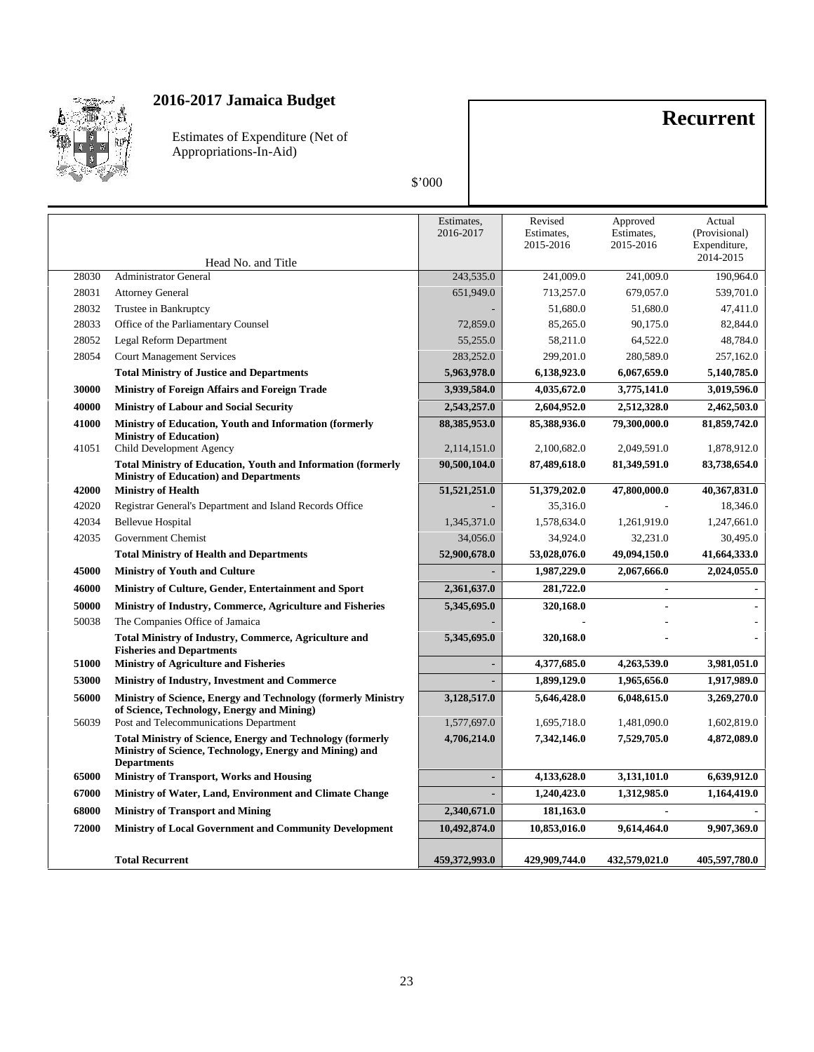# 2016-2017 Jamaica Budget

Estimates of Expenditure (Net of Appropriations-In-Aid)

$'000

## Recurrent

| | Head No. and Title | Estimates, 2016-2017 | Revised Estimates, 2015-2016 | Approved Estimates, 2015-2016 | Actual (Provisional) Expenditure, 2014-2015 |
|---|---|---|---|---|---|
| 28030 | Administrator General | 243,535.0 | 241,009.0 | 241,009.0 | 190,964.0 |
| 28031 | Attorney General | 651,949.0 | 713,257.0 | 679,057.0 | 539,701.0 |
| 28032 | Trustee in Bankruptcy | - | 51,680.0 | 51,680.0 | 47,411.0 |
| 28033 | Office of the Parliamentary Counsel | 72,859.0 | 85,265.0 | 90,175.0 | 82,844.0 |
| 28052 | Legal Reform Department | 55,255.0 | 58,211.0 | 64,522.0 | 48,784.0 |
| 28054 | Court Management Services | 283,252.0 | 299,201.0 | 280,589.0 | 257,162.0 |
| | **Total Ministry of Justice and Departments** | **5,963,978.0** | **6,138,923.0** | **6,067,659.0** | **5,140,785.0** |
| **30000** | **Ministry of Foreign Affairs and Foreign Trade** | **3,939,584.0** | **4,035,672.0** | **3,775,141.0** | **3,019,596.0** |
| **40000** | **Ministry of Labour and Social Security** | **2,543,257.0** | **2,604,952.0** | **2,512,328.0** | **2,462,503.0** |
| **41000** | **Ministry of Education, Youth and Information (formerly Ministry of Education)** | **88,385,953.0** | **85,388,936.0** | **79,300,000.0** | **81,859,742.0** |
| 41051 | Child Development Agency | 2,114,151.0 | 2,100,682.0 | 2,049,591.0 | 1,878,912.0 |
| | **Total Ministry of Education, Youth and Information (formerly Ministry of Education) and Departments** | **90,500,104.0** | **87,489,618.0** | **81,349,591.0** | **83,738,654.0** |
| **42000** | **Ministry of Health** | **51,521,251.0** | **51,379,202.0** | **47,800,000.0** | **40,367,831.0** |
| 42020 | Registrar General's Department and Island Records Office | - | 35,316.0 | - | 18,346.0 |
| 42034 | Bellevue Hospital | 1,345,371.0 | 1,578,634.0 | 1,261,919.0 | 1,247,661.0 |
| 42035 | Government Chemist | 34,056.0 | 34,924.0 | 32,231.0 | 30,495.0 |
| | **Total Ministry of Health and Departments** | **52,900,678.0** | **53,028,076.0** | **49,094,150.0** | **41,664,333.0** |
| **45000** | **Ministry of Youth and Culture** | **-** | **1,987,229.0** | **2,067,666.0** | **2,024,055.0** |
| **46000** | **Ministry of Culture, Gender, Entertainment and Sport** | **2,361,637.0** | **281,722.0** | **-** | **-** |
| **50000** | **Ministry of Industry, Commerce, Agriculture and Fisheries** | **5,345,695.0** | **320,168.0** | **-** | **-** |
| 50038 | The Companies Office of Jamaica | - | - | - | - |
| | **Total Ministry of Industry, Commerce, Agriculture and Fisheries and Departments** | **5,345,695.0** | **320,168.0** | **-** | **-** |
| **51000** | **Ministry of Agriculture and Fisheries** | **-** | **4,377,685.0** | **4,263,539.0** | **3,981,051.0** |
| **53000** | **Ministry of Industry, Investment and Commerce** | **-** | **1,899,129.0** | **1,965,656.0** | **1,917,989.0** |
| **56000** | **Ministry of Science, Energy and Technology (formerly Ministry of Science, Technology, Energy and Mining)** | **3,128,517.0** | **5,646,428.0** | **6,048,615.0** | **3,269,270.0** |
| 56039 | Post and Telecommunications Department | 1,577,697.0 | 1,695,718.0 | 1,481,090.0 | 1,602,819.0 |
| | **Total Ministry of Science, Energy and Technology (formerly Ministry of Science, Technology, Energy and Mining) and Departments** | **4,706,214.0** | **7,342,146.0** | **7,529,705.0** | **4,872,089.0** |
| **65000** | **Ministry of Transport, Works and Housing** | **-** | **4,133,628.0** | **3,131,101.0** | **6,639,912.0** |
| **67000** | **Ministry of Water, Land, Environment and Climate Change** | **-** | **1,240,423.0** | **1,312,985.0** | **1,164,419.0** |
| **68000** | **Ministry of Transport and Mining** | **2,340,671.0** | **181,163.0** | **-** | **-** |
| **72000** | **Ministry of Local Government and Community Development** | **10,492,874.0** | **10,853,016.0** | **9,614,464.0** | **9,907,369.0** |
| | **Total Recurrent** | **459,372,993.0** | **429,909,744.0** | **432,579,021.0** | **405,597,780.0** |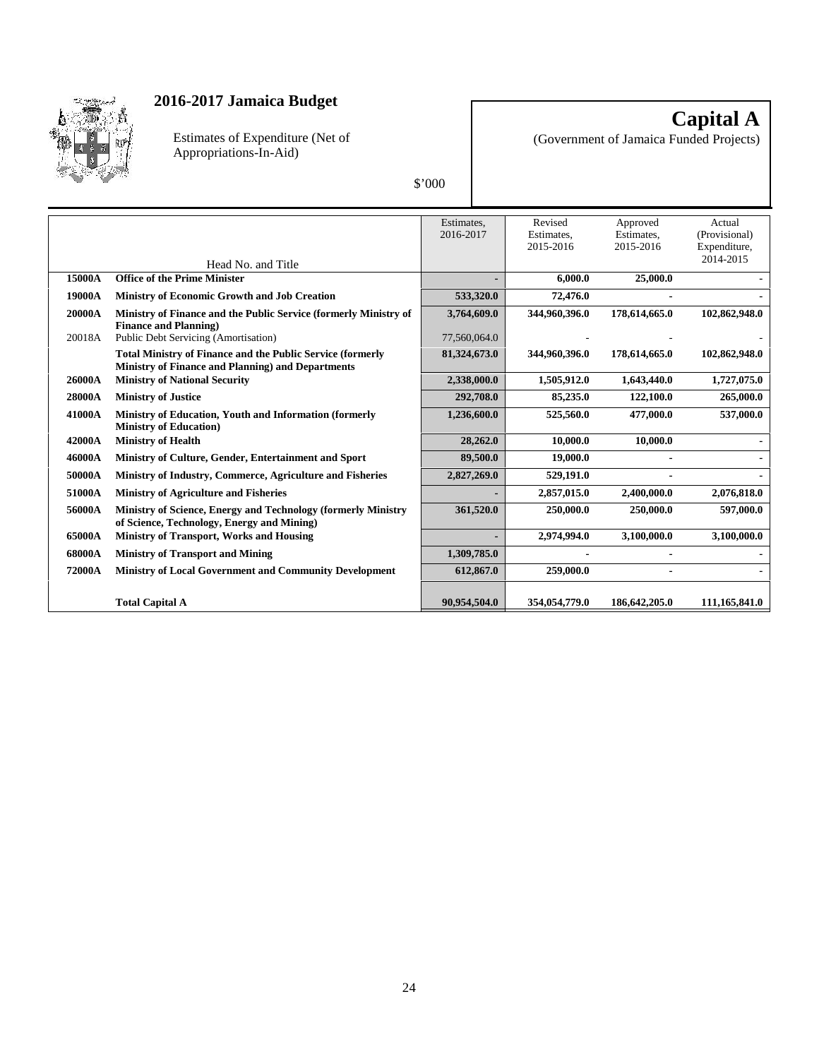# 2016-2017 Jamaica Budget

Estimates of Expenditure (Net of Appropriations-In-Aid)

**Capital A**

(Government of Jamaica Funded Projects)

$'000

| | Head No. and Title | Estimates, 2016-2017 | Revised Estimates, 2015-2016 | Approved Estimates, 2015-2016 | Actual (Provisional) Expenditure, 2014-2015 |
|---|---|---|---|---|---|
| **15000A** | **Office of the Prime Minister** | **-** | **6,000.0** | **25,000.0** | **-** |
| **19000A** | **Ministry of Economic Growth and Job Creation** | **533,320.0** | **72,476.0** | **-** | **-** |
| **20000A** | **Ministry of Finance and the Public Service (formerly Ministry of Finance and Planning)** | **3,764,609.0** | **344,960,396.0** | **178,614,665.0** | **102,862,948.0** |
| 20018A | Public Debt Servicing (Amortisation) | 77,560,064.0 | - | - | - |
| | **Total Ministry of Finance and the Public Service (formerly Ministry of Finance and Planning) and Departments** | **81,324,673.0** | **344,960,396.0** | **178,614,665.0** | **102,862,948.0** |
| **26000A** | **Ministry of National Security** | **2,338,000.0** | **1,505,912.0** | **1,643,440.0** | **1,727,075.0** |
| **28000A** | **Ministry of Justice** | **292,708.0** | **85,235.0** | **122,100.0** | **265,000.0** |
| **41000A** | **Ministry of Education, Youth and Information (formerly Ministry of Education)** | **1,236,600.0** | **525,560.0** | **477,000.0** | **537,000.0** |
| **42000A** | **Ministry of Health** | **28,262.0** | **10,000.0** | **10,000.0** | **-** |
| **46000A** | **Ministry of Culture, Gender, Entertainment and Sport** | **89,500.0** | **19,000.0** | **-** | **-** |
| **50000A** | **Ministry of Industry, Commerce, Agriculture and Fisheries** | **2,827,269.0** | **529,191.0** | **-** | **-** |
| **51000A** | **Ministry of Agriculture and Fisheries** | **-** | **2,857,015.0** | **2,400,000.0** | **2,076,818.0** |
| **56000A** | **Ministry of Science, Energy and Technology (formerly Ministry of Science, Technology, Energy and Mining)** | **361,520.0** | **250,000.0** | **250,000.0** | **597,000.0** |
| **65000A** | **Ministry of Transport, Works and Housing** | **-** | **2,974,994.0** | **3,100,000.0** | **3,100,000.0** |
| **68000A** | **Ministry of Transport and Mining** | **1,309,785.0** | **-** | **-** | **-** |
| **72000A** | **Ministry of Local Government and Community Development** | **612,867.0** | **259,000.0** | **-** | **-** |
| | **Total Capital A** | **90,954,504.0** | **354,054,779.0** | **186,642,205.0** | **111,165,841.0** |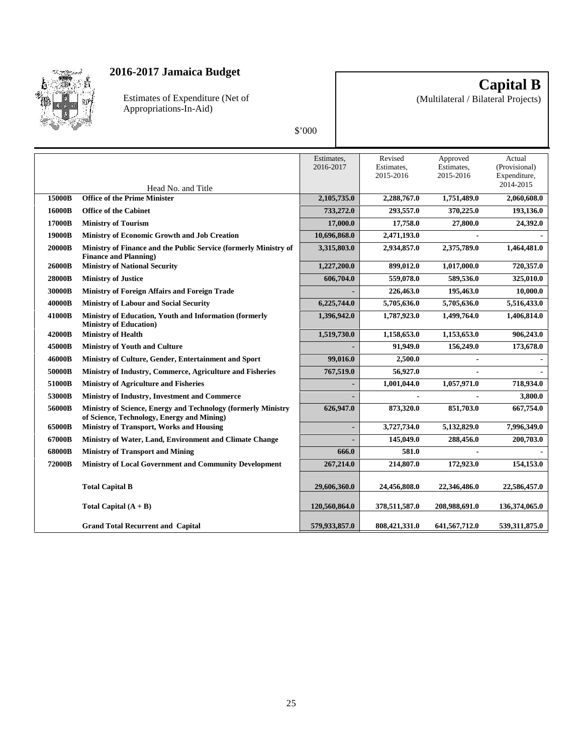# 2016-2017 Jamaica Budget

Estimates of Expenditure (Net of Appropriations-In-Aid)

$'000

## Capital B

(Multilateral / Bilateral Projects)

| | Head No. and Title | Estimates, 2016-2017 | Revised Estimates, 2015-2016 | Approved Estimates, 2015-2016 | Actual (Provisional) Expenditure, 2014-2015 |
|---|---|---|---|---|---|
| **15000B** | **Office of the Prime Minister** | **2,105,735.0** | **2,288,767.0** | **1,751,489.0** | **2,060,608.0** |
| **16000B** | **Office of the Cabinet** | **733,272.0** | **293,557.0** | **370,225.0** | **193,136.0** |
| **17000B** | **Ministry of Tourism** | **17,000.0** | **17,758.0** | **27,800.0** | **24,392.0** |
| **19000B** | **Ministry of Economic Growth and Job Creation** | **10,696,868.0** | **2,471,193.0** | - | - |
| **20000B** | **Ministry of Finance and the Public Service (formerly Ministry of Finance and Planning)** | **3,315,803.0** | **2,934,857.0** | **2,375,789.0** | **1,464,481.0** |
| **26000B** | **Ministry of National Security** | **1,227,200.0** | **899,012.0** | **1,017,000.0** | **720,357.0** |
| **28000B** | **Ministry of Justice** | **606,704.0** | **559,078.0** | **589,536.0** | **325,010.0** |
| **30000B** | **Ministry of Foreign Affairs and Foreign Trade** | - | **226,463.0** | **195,463.0** | **10,000.0** |
| **40000B** | **Ministry of Labour and Social Security** | **6,225,744.0** | **5,705,636.0** | **5,705,636.0** | **5,516,433.0** |
| **41000B** | **Ministry of Education, Youth and Information (formerly Ministry of Education)** | **1,396,942.0** | **1,787,923.0** | **1,499,764.0** | **1,406,814.0** |
| **42000B** | **Ministry of Health** | **1,519,730.0** | **1,158,653.0** | **1,153,653.0** | **906,243.0** |
| **45000B** | **Ministry of Youth and Culture** | - | **91,949.0** | **156,249.0** | **173,678.0** |
| **46000B** | **Ministry of Culture, Gender, Entertainment and Sport** | **99,016.0** | **2,500.0** | - | - |
| **50000B** | **Ministry of Industry, Commerce, Agriculture and Fisheries** | **767,519.0** | **56,927.0** | - | - |
| **51000B** | **Ministry of Agriculture and Fisheries** | - | **1,001,044.0** | **1,057,971.0** | **718,934.0** |
| **53000B** | **Ministry of Industry, Investment and Commerce** | - | - | - | **3,800.0** |
| **56000B** | **Ministry of Science, Energy and Technology (formerly Ministry of Science, Technology, Energy and Mining)** | **626,947.0** | **873,320.0** | **851,703.0** | **667,754.0** |
| **65000B** | **Ministry of Transport, Works and Housing** | - | **3,727,734.0** | **5,132,829.0** | **7,996,349.0** |
| **67000B** | **Ministry of Water, Land, Environment and Climate Change** | - | **145,049.0** | **288,456.0** | **200,703.0** |
| **68000B** | **Ministry of Transport and Mining** | **666.0** | **581.0** | - | - |
| **72000B** | **Ministry of Local Government and Community Development** | **267,214.0** | **214,807.0** | **172,923.0** | **154,153.0** |
| | **Total Capital B** | **29,606,360.0** | **24,456,808.0** | **22,346,486.0** | **22,586,457.0** |
| | **Total Capital (A + B)** | **120,560,864.0** | **378,511,587.0** | **208,988,691.0** | **136,374,065.0** |
| | **Grand Total Recurrent and Capital** | **579,933,857.0** | **808,421,331.0** | **641,567,712.0** | **539,311,875.0** |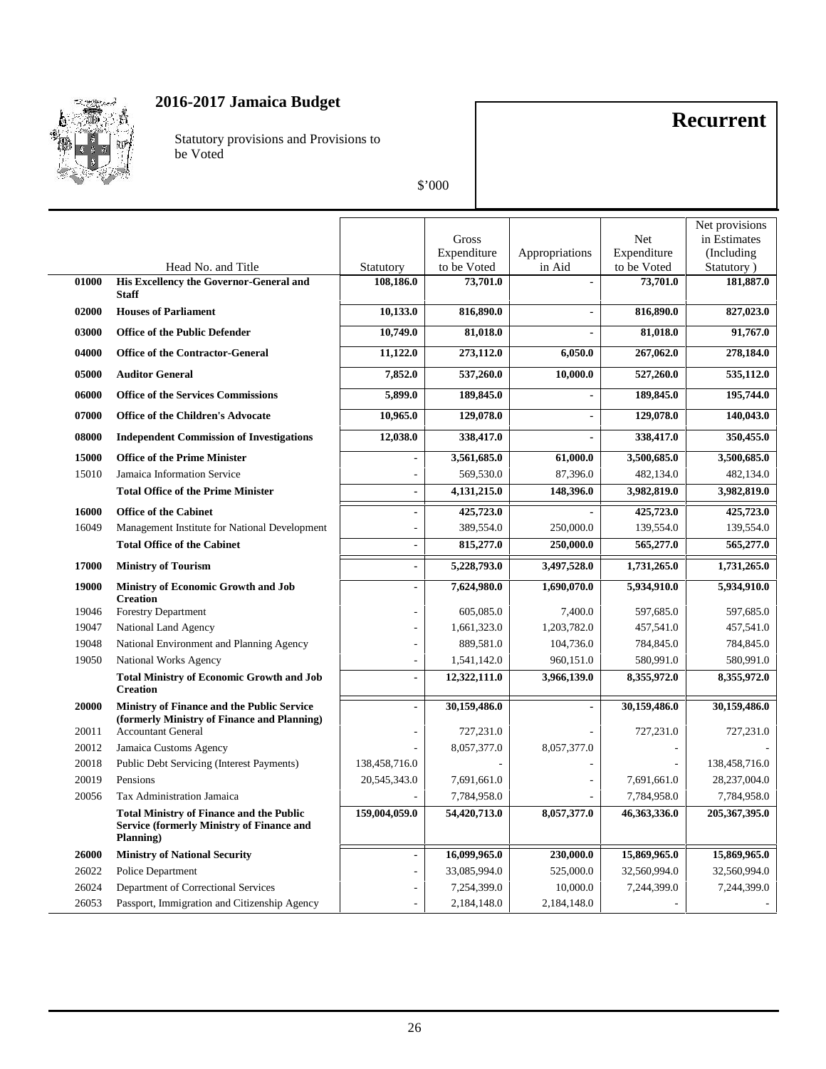## 2016-2017 Jamaica Budget

Statutory provisions and Provisions to be Voted

$'000

# Recurrent

| | Head No. and Title | Statutory | Gross Expenditure to be Voted | Appropriations in Aid | Net Expenditure to be Voted | Net provisions in Estimates (Including Statutory ) |
|---|---|---|---|---|---|---|
| **01000** | **His Excellency the Governor-General and Staff** | **108,186.0** | **73,701.0** | **-** | **73,701.0** | **181,887.0** |
| **02000** | **Houses of Parliament** | **10,133.0** | **816,890.0** | **-** | **816,890.0** | **827,023.0** |
| **03000** | **Office of the Public Defender** | **10,749.0** | **81,018.0** | **-** | **81,018.0** | **91,767.0** |
| **04000** | **Office of the Contractor-General** | **11,122.0** | **273,112.0** | **6,050.0** | **267,062.0** | **278,184.0** |
| **05000** | **Auditor General** | **7,852.0** | **537,260.0** | **10,000.0** | **527,260.0** | **535,112.0** |
| **06000** | **Office of the Services Commissions** | **5,899.0** | **189,845.0** | **-** | **189,845.0** | **195,744.0** |
| **07000** | **Office of the Children's Advocate** | **10,965.0** | **129,078.0** | **-** | **129,078.0** | **140,043.0** |
| **08000** | **Independent Commission of Investigations** | **12,038.0** | **338,417.0** | **-** | **338,417.0** | **350,455.0** |
| **15000** | **Office of the Prime Minister** | **-** | **3,561,685.0** | **61,000.0** | **3,500,685.0** | **3,500,685.0** |
| 15010 | Jamaica Information Service | - | 569,530.0 | 87,396.0 | 482,134.0 | 482,134.0 |
| | **Total Office of the Prime Minister** | **-** | **4,131,215.0** | **148,396.0** | **3,982,819.0** | **3,982,819.0** |
| **16000** | **Office of the Cabinet** | **-** | **425,723.0** | **-** | **425,723.0** | **425,723.0** |
| 16049 | Management Institute for National Development | - | 389,554.0 | 250,000.0 | 139,554.0 | 139,554.0 |
| | **Total Office of the Cabinet** | **-** | **815,277.0** | **250,000.0** | **565,277.0** | **565,277.0** |
| **17000** | **Ministry of Tourism** | **-** | **5,228,793.0** | **3,497,528.0** | **1,731,265.0** | **1,731,265.0** |
| **19000** | **Ministry of Economic Growth and Job Creation** | **-** | **7,624,980.0** | **1,690,070.0** | **5,934,910.0** | **5,934,910.0** |
| 19046 | Forestry Department | - | 605,085.0 | 7,400.0 | 597,685.0 | 597,685.0 |
| 19047 | National Land Agency | - | 1,661,323.0 | 1,203,782.0 | 457,541.0 | 457,541.0 |
| 19048 | National Environment and Planning Agency | - | 889,581.0 | 104,736.0 | 784,845.0 | 784,845.0 |
| 19050 | National Works Agency | - | 1,541,142.0 | 960,151.0 | 580,991.0 | 580,991.0 |
| | **Total Ministry of Economic Growth and Job Creation** | **-** | **12,322,111.0** | **3,966,139.0** | **8,355,972.0** | **8,355,972.0** |
| **20000** | **Ministry of Finance and the Public Service (formerly Ministry of Finance and Planning)** | **-** | **30,159,486.0** | **-** | **30,159,486.0** | **30,159,486.0** |
| 20011 | Accountant General | - | 727,231.0 | - | 727,231.0 | 727,231.0 |
| 20012 | Jamaica Customs Agency | - | 8,057,377.0 | 8,057,377.0 | - | - |
| 20018 | Public Debt Servicing (Interest Payments) | 138,458,716.0 | - | - | - | 138,458,716.0 |
| 20019 | Pensions | 20,545,343.0 | 7,691,661.0 | - | 7,691,661.0 | 28,237,004.0 |
| 20056 | Tax Administration Jamaica | - | 7,784,958.0 | - | 7,784,958.0 | 7,784,958.0 |
| | **Total Ministry of Finance and the Public Service (formerly Ministry of Finance and Planning)** | **159,004,059.0** | **54,420,713.0** | **8,057,377.0** | **46,363,336.0** | **205,367,395.0** |
| **26000** | **Ministry of National Security** | **-** | **16,099,965.0** | **230,000.0** | **15,869,965.0** | **15,869,965.0** |
| 26022 | Police Department | - | 33,085,994.0 | 525,000.0 | 32,560,994.0 | 32,560,994.0 |
| 26024 | Department of Correctional Services | - | 7,254,399.0 | 10,000.0 | 7,244,399.0 | 7,244,399.0 |
| 26053 | Passport, Immigration and Citizenship Agency | - | 2,184,148.0 | 2,184,148.0 | - | - |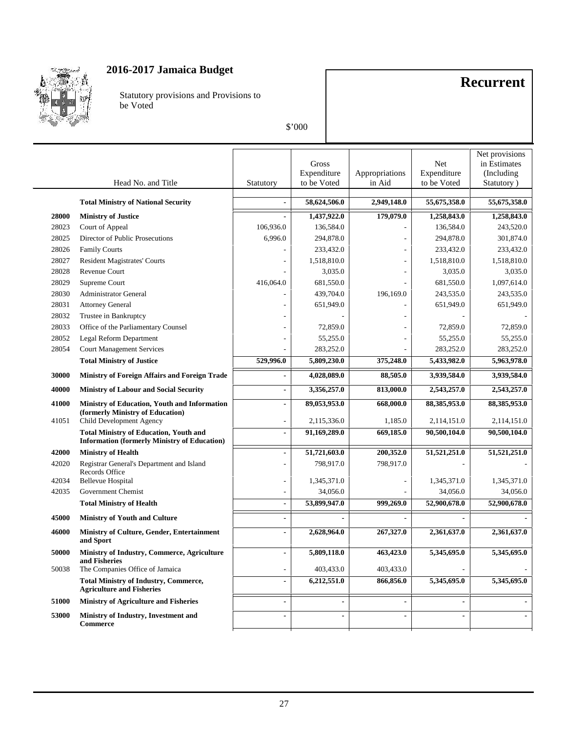## 2016-2017 Jamaica Budget

Statutory provisions and Provisions to be Voted

$'000

# Recurrent

| | Head No. and Title | Statutory | Gross Expenditure to be Voted | Appropriations in Aid | Net Expenditure to be Voted | Net provisions in Estimates (Including Statutory ) |
|---|---|---|---|---|---|---|
| | **Total Ministry of National Security** | **-** | **58,624,506.0** | **2,949,148.0** | **55,675,358.0** | **55,675,358.0** |
| **28000** | **Ministry of Justice** | **-** | **1,437,922.0** | **179,079.0** | **1,258,843.0** | **1,258,843.0** |
| 28023 | Court of Appeal | 106,936.0 | 136,584.0 | - | 136,584.0 | 243,520.0 |
| 28025 | Director of Public Prosecutions | 6,996.0 | 294,878.0 | - | 294,878.0 | 301,874.0 |
| 28026 | Family Courts | - | 233,432.0 | - | 233,432.0 | 233,432.0 |
| 28027 | Resident Magistrates' Courts | - | 1,518,810.0 | - | 1,518,810.0 | 1,518,810.0 |
| 28028 | Revenue Court | - | 3,035.0 | - | 3,035.0 | 3,035.0 |
| 28029 | Supreme Court | 416,064.0 | 681,550.0 | - | 681,550.0 | 1,097,614.0 |
| 28030 | Administrator General | - | 439,704.0 | 196,169.0 | 243,535.0 | 243,535.0 |
| 28031 | Attorney General | - | 651,949.0 | - | 651,949.0 | 651,949.0 |
| 28032 | Trustee in Bankruptcy | - | - | - | - | - |
| 28033 | Office of the Parliamentary Counsel | - | 72,859.0 | - | 72,859.0 | 72,859.0 |
| 28052 | Legal Reform Department | - | 55,255.0 | - | 55,255.0 | 55,255.0 |
| 28054 | Court Management Services | - | 283,252.0 | - | 283,252.0 | 283,252.0 |
| | **Total Ministry of Justice** | **529,996.0** | **5,809,230.0** | **375,248.0** | **5,433,982.0** | **5,963,978.0** |
| **30000** | **Ministry of Foreign Affairs and Foreign Trade** | **-** | **4,028,089.0** | **88,505.0** | **3,939,584.0** | **3,939,584.0** |
| **40000** | **Ministry of Labour and Social Security** | **-** | **3,356,257.0** | **813,000.0** | **2,543,257.0** | **2,543,257.0** |
| **41000** | **Ministry of Education, Youth and Information (formerly Ministry of Education)** | **-** | **89,053,953.0** | **668,000.0** | **88,385,953.0** | **88,385,953.0** |
| 41051 | Child Development Agency | - | 2,115,336.0 | 1,185.0 | 2,114,151.0 | 2,114,151.0 |
| | **Total Ministry of Education, Youth and Information (formerly Ministry of Education)** | **-** | **91,169,289.0** | **669,185.0** | **90,500,104.0** | **90,500,104.0** |
| **42000** | **Ministry of Health** | **-** | **51,721,603.0** | **200,352.0** | **51,521,251.0** | **51,521,251.0** |
| 42020 | Registrar General's Department and Island Records Office | - | 798,917.0 | 798,917.0 | - | - |
| 42034 | Bellevue Hospital | - | 1,345,371.0 | - | 1,345,371.0 | 1,345,371.0 |
| 42035 | Government Chemist | - | 34,056.0 | - | 34,056.0 | 34,056.0 |
| | **Total Ministry of Health** | **-** | **53,899,947.0** | **999,269.0** | **52,900,678.0** | **52,900,678.0** |
| **45000** | **Ministry of Youth and Culture** | **-** | **-** | **-** | **-** | **-** |
| **46000** | **Ministry of Culture, Gender, Entertainment and Sport** | **-** | **2,628,964.0** | **267,327.0** | **2,361,637.0** | **2,361,637.0** |
| **50000** | **Ministry of Industry, Commerce, Agriculture and Fisheries** | **-** | **5,809,118.0** | **463,423.0** | **5,345,695.0** | **5,345,695.0** |
| 50038 | The Companies Office of Jamaica | - | 403,433.0 | 403,433.0 | - | - |
| | **Total Ministry of Industry, Commerce, Agriculture and Fisheries** | **-** | **6,212,551.0** | **866,856.0** | **5,345,695.0** | **5,345,695.0** |
| **51000** | **Ministry of Agriculture and Fisheries** | **-** | **-** | **-** | **-** | **-** |
| **53000** | **Ministry of Industry, Investment and Commerce** | **-** | **-** | **-** | **-** | **-** |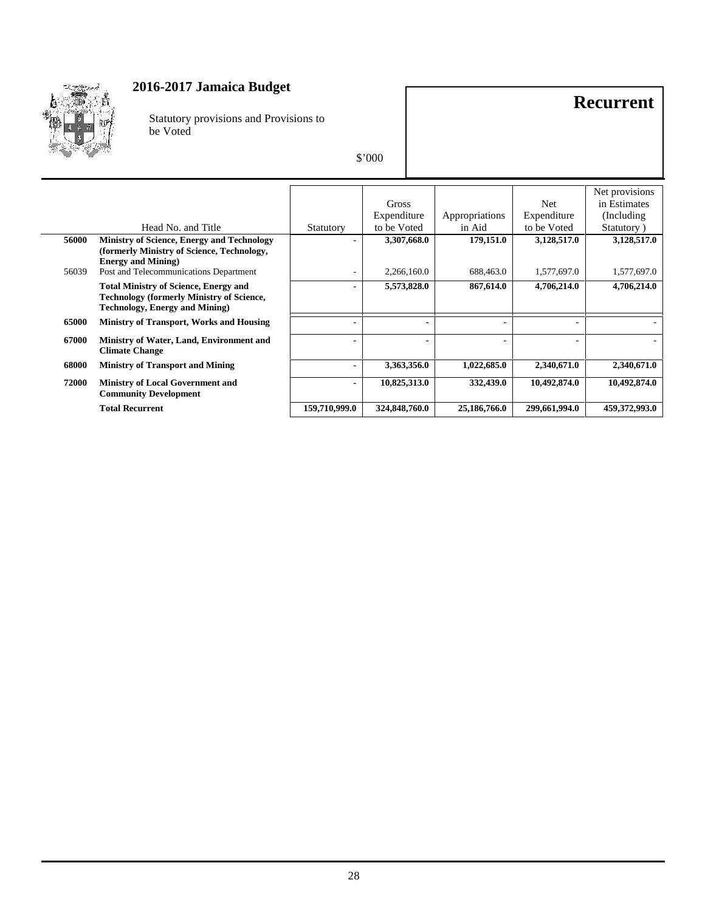## 2016-2017 Jamaica Budget

Statutory provisions and Provisions to be Voted

$'000

# Recurrent

| | Head No. and Title | Statutory | Gross Expenditure to be Voted | Appropriations in Aid | Net Expenditure to be Voted | Net provisions in Estimates (Including Statutory ) |
|---|---|---|---|---|---|---|
| **56000** | **Ministry of Science, Energy and Technology (formerly Ministry of Science, Technology, Energy and Mining)** | **-** | **3,307,668.0** | **179,151.0** | **3,128,517.0** | **3,128,517.0** |
| 56039 | Post and Telecommunications Department | - | 2,266,160.0 | 688,463.0 | 1,577,697.0 | 1,577,697.0 |
| | **Total Ministry of Science, Energy and Technology (formerly Ministry of Science, Technology, Energy and Mining)** | **-** | **5,573,828.0** | **867,614.0** | **4,706,214.0** | **4,706,214.0** |
| **65000** | **Ministry of Transport, Works and Housing** | **-** | **-** | **-** | **-** | **-** |
| **67000** | **Ministry of Water, Land, Environment and Climate Change** | **-** | **-** | **-** | **-** | **-** |
| **68000** | **Ministry of Transport and Mining** | **-** | **3,363,356.0** | **1,022,685.0** | **2,340,671.0** | **2,340,671.0** |
| **72000** | **Ministry of Local Government and Community Development** | **-** | **10,825,313.0** | **332,439.0** | **10,492,874.0** | **10,492,874.0** |
| | **Total Recurrent** | **159,710,999.0** | **324,848,760.0** | **25,186,766.0** | **299,661,994.0** | **459,372,993.0** |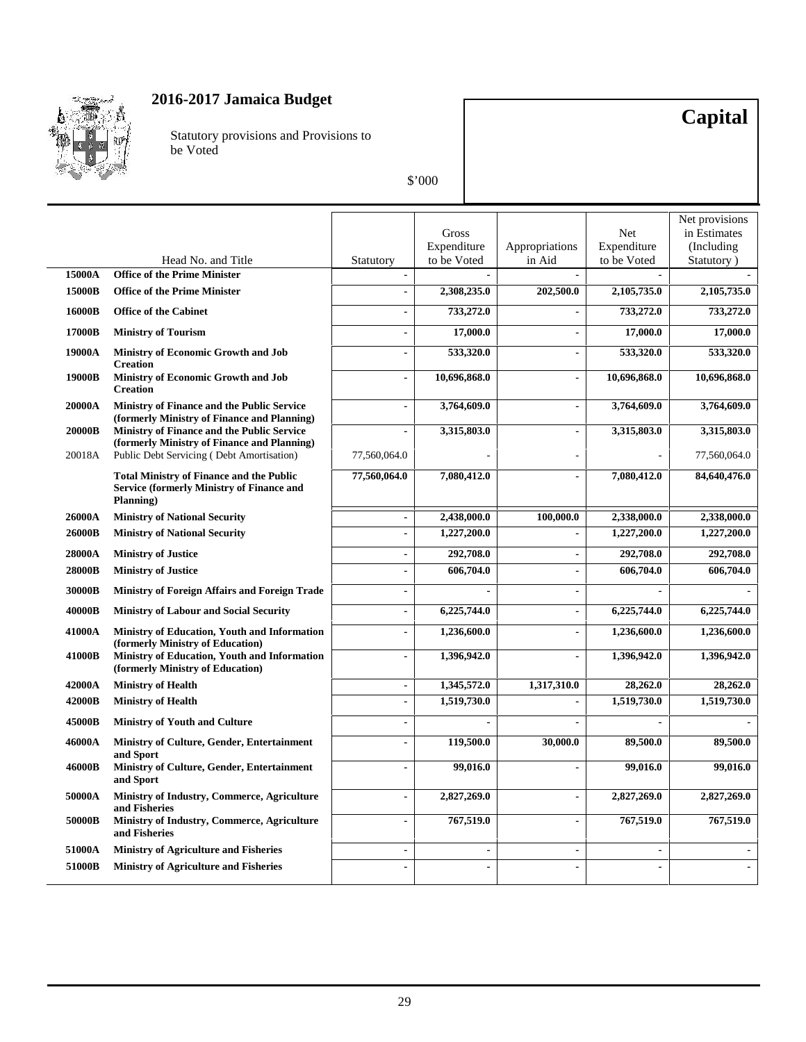# 2016-2017 Jamaica Budget

Statutory provisions and Provisions to be Voted

$'000

## Capital

| | Head No. and Title | Statutory | Gross Expenditure to be Voted | Appropriations in Aid | Net Expenditure to be Voted | Net provisions in Estimates (Including Statutory ) |
|---|---|---|---|---|---|---|
| **15000A** | **Office of the Prime Minister** | - | - | - | - | - |
| **15000B** | **Office of the Prime Minister** | - | **2,308,235.0** | **202,500.0** | **2,105,735.0** | **2,105,735.0** |
| **16000B** | **Office of the Cabinet** | - | **733,272.0** | - | **733,272.0** | **733,272.0** |
| **17000B** | **Ministry of Tourism** | - | **17,000.0** | - | **17,000.0** | **17,000.0** |
| **19000A** | **Ministry of Economic Growth and Job Creation** | - | **533,320.0** | - | **533,320.0** | **533,320.0** |
| **19000B** | **Ministry of Economic Growth and Job Creation** | - | **10,696,868.0** | - | **10,696,868.0** | **10,696,868.0** |
| **20000A** | **Ministry of Finance and the Public Service (formerly Ministry of Finance and Planning)** | - | **3,764,609.0** | - | **3,764,609.0** | **3,764,609.0** |
| **20000B** | **Ministry of Finance and the Public Service (formerly Ministry of Finance and Planning)** | - | **3,315,803.0** | - | **3,315,803.0** | **3,315,803.0** |
| 20018A | Public Debt Servicing ( Debt Amortisation) | 77,560,064.0 | - | - | - | 77,560,064.0 |
| | **Total Ministry of Finance and the Public Service (formerly Ministry of Finance and Planning)** | **77,560,064.0** | **7,080,412.0** | - | **7,080,412.0** | **84,640,476.0** |
| **26000A** | **Ministry of National Security** | - | **2,438,000.0** | **100,000.0** | **2,338,000.0** | **2,338,000.0** |
| **26000B** | **Ministry of National Security** | - | **1,227,200.0** | - | **1,227,200.0** | **1,227,200.0** |
| **28000A** | **Ministry of Justice** | - | **292,708.0** | - | **292,708.0** | **292,708.0** |
| **28000B** | **Ministry of Justice** | - | **606,704.0** | - | **606,704.0** | **606,704.0** |
| **30000B** | **Ministry of Foreign Affairs and Foreign Trade** | - | - | - | - | - |
| **40000B** | **Ministry of Labour and Social Security** | - | **6,225,744.0** | - | **6,225,744.0** | **6,225,744.0** |
| **41000A** | **Ministry of Education, Youth and Information (formerly Ministry of Education)** | - | **1,236,600.0** | - | **1,236,600.0** | **1,236,600.0** |
| **41000B** | **Ministry of Education, Youth and Information (formerly Ministry of Education)** | - | **1,396,942.0** | - | **1,396,942.0** | **1,396,942.0** |
| **42000A** | **Ministry of Health** | - | **1,345,572.0** | **1,317,310.0** | **28,262.0** | **28,262.0** |
| **42000B** | **Ministry of Health** | - | **1,519,730.0** | - | **1,519,730.0** | **1,519,730.0** |
| **45000B** | **Ministry of Youth and Culture** | - | - | - | - | - |
| **46000A** | **Ministry of Culture, Gender, Entertainment and Sport** | - | **119,500.0** | **30,000.0** | **89,500.0** | **89,500.0** |
| **46000B** | **Ministry of Culture, Gender, Entertainment and Sport** | - | **99,016.0** | - | **99,016.0** | **99,016.0** |
| **50000A** | **Ministry of Industry, Commerce, Agriculture and Fisheries** | - | **2,827,269.0** | - | **2,827,269.0** | **2,827,269.0** |
| **50000B** | **Ministry of Industry, Commerce, Agriculture and Fisheries** | - | **767,519.0** | - | **767,519.0** | **767,519.0** |
| **51000A** | **Ministry of Agriculture and Fisheries** | - | - | - | - | - |
| **51000B** | **Ministry of Agriculture and Fisheries** | - | - | - | - | - |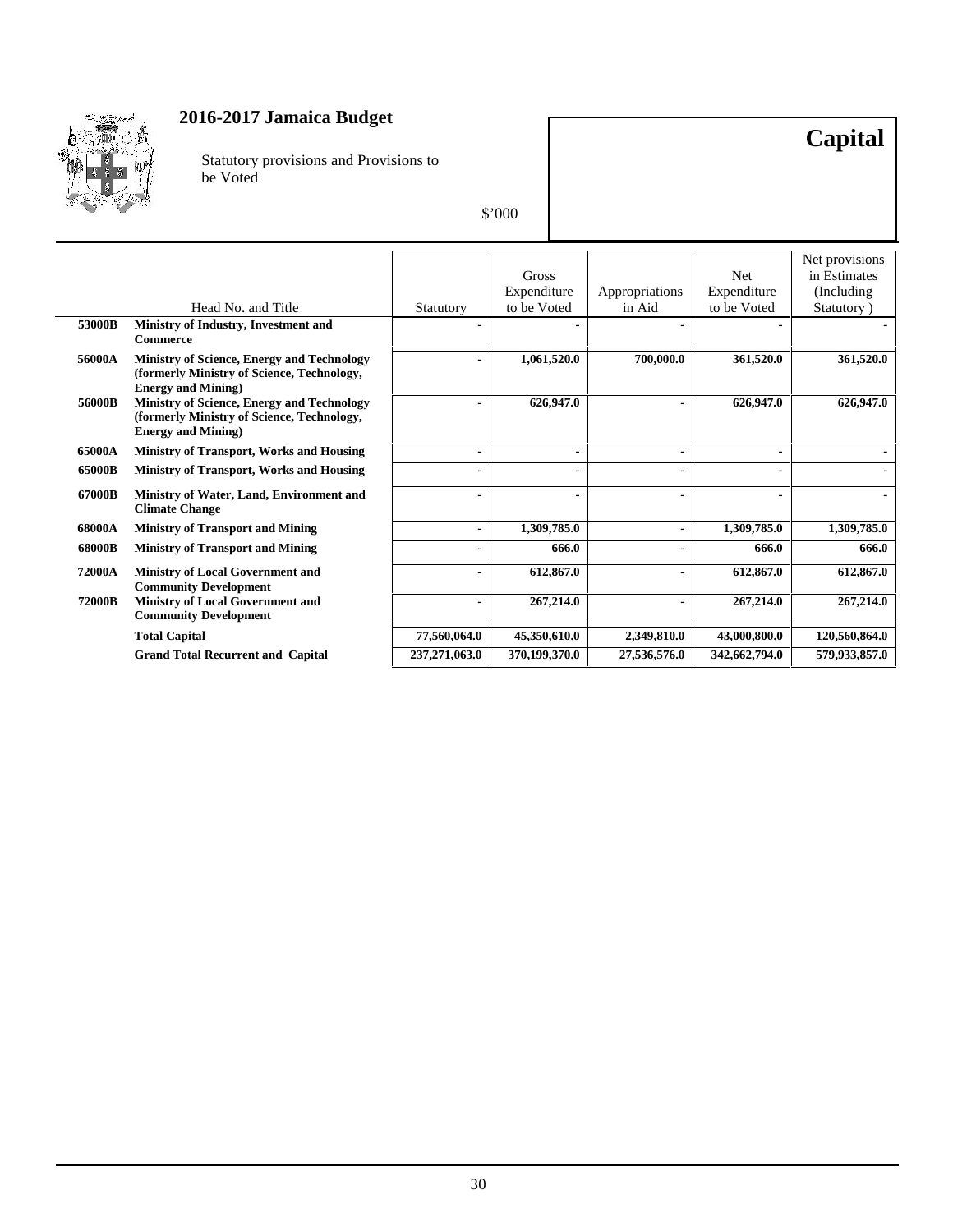## 2016-2017 Jamaica Budget

Statutory provisions and Provisions to be Voted

$'000

# Capital

| | Head No. and Title | Statutory | Gross Expenditure to be Voted | Appropriations in Aid | Net Expenditure to be Voted | Net provisions in Estimates (Including Statutory ) |
|---|---|---|---|---|---|---|
| **53000B** | **Ministry of Industry, Investment and Commerce** | - | - | - | - | - |
| **56000A** | **Ministry of Science, Energy and Technology (formerly Ministry of Science, Technology, Energy and Mining)** | - | **1,061,520.0** | **700,000.0** | **361,520.0** | **361,520.0** |
| **56000B** | **Ministry of Science, Energy and Technology (formerly Ministry of Science, Technology, Energy and Mining)** | - | **626,947.0** | - | **626,947.0** | **626,947.0** |
| **65000A** | **Ministry of Transport, Works and Housing** | - | - | - | - | - |
| **65000B** | **Ministry of Transport, Works and Housing** | - | - | - | - | - |
| **67000B** | **Ministry of Water, Land, Environment and Climate Change** | - | - | - | - | - |
| **68000A** | **Ministry of Transport and Mining** | - | **1,309,785.0** | - | **1,309,785.0** | **1,309,785.0** |
| **68000B** | **Ministry of Transport and Mining** | - | **666.0** | - | **666.0** | **666.0** |
| **72000A** | **Ministry of Local Government and Community Development** | - | **612,867.0** | - | **612,867.0** | **612,867.0** |
| **72000B** | **Ministry of Local Government and Community Development** | - | **267,214.0** | - | **267,214.0** | **267,214.0** |
| | **Total Capital** | **77,560,064.0** | **45,350,610.0** | **2,349,810.0** | **43,000,800.0** | **120,560,864.0** |
| | **Grand Total Recurrent and Capital** | **237,271,063.0** | **370,199,370.0** | **27,536,576.0** | **342,662,794.0** | **579,933,857.0** |